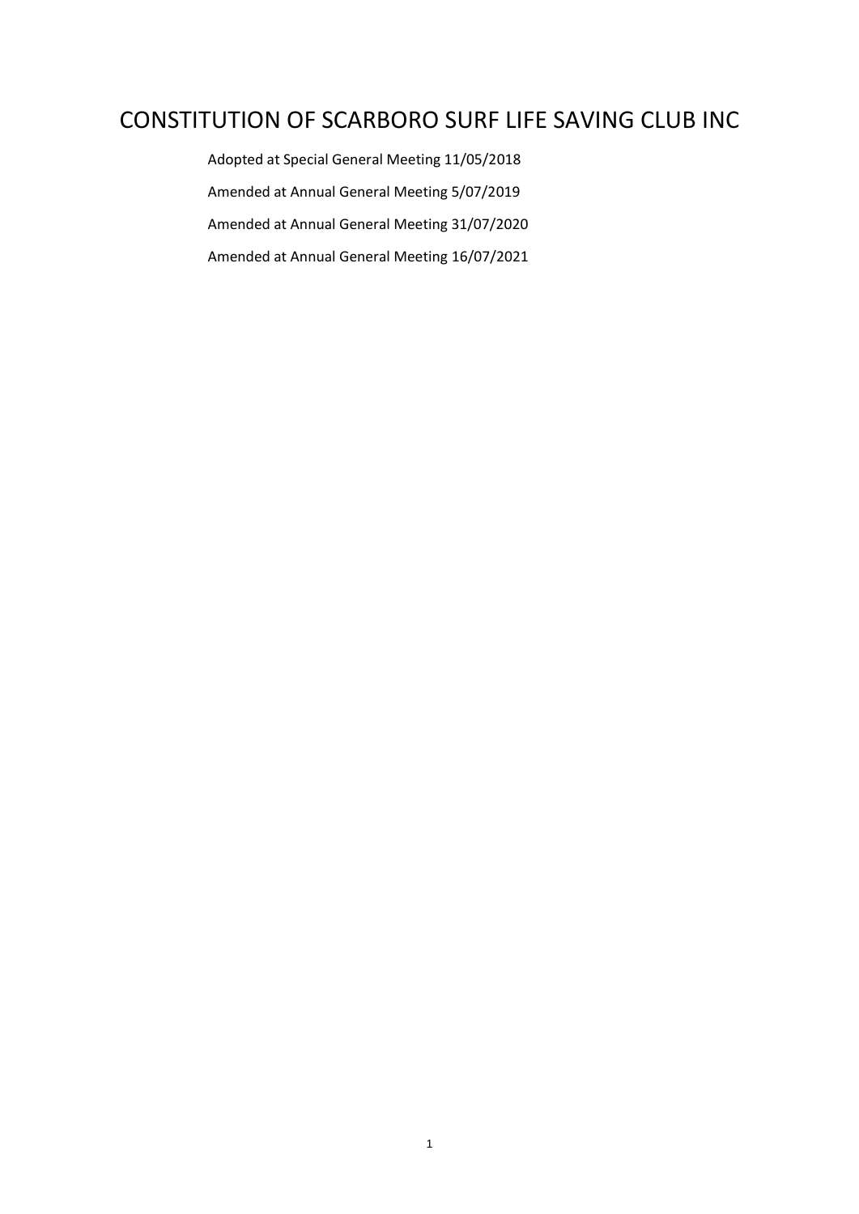# CONSTITUTION OF SCARBORO SURF LIFE SAVING CLUB INC

Adopted at Special General Meeting 11/05/2018

Amended at Annual General Meeting 5/07/2019

Amended at Annual General Meeting 31/07/2020

Amended at Annual General Meeting 16/07/2021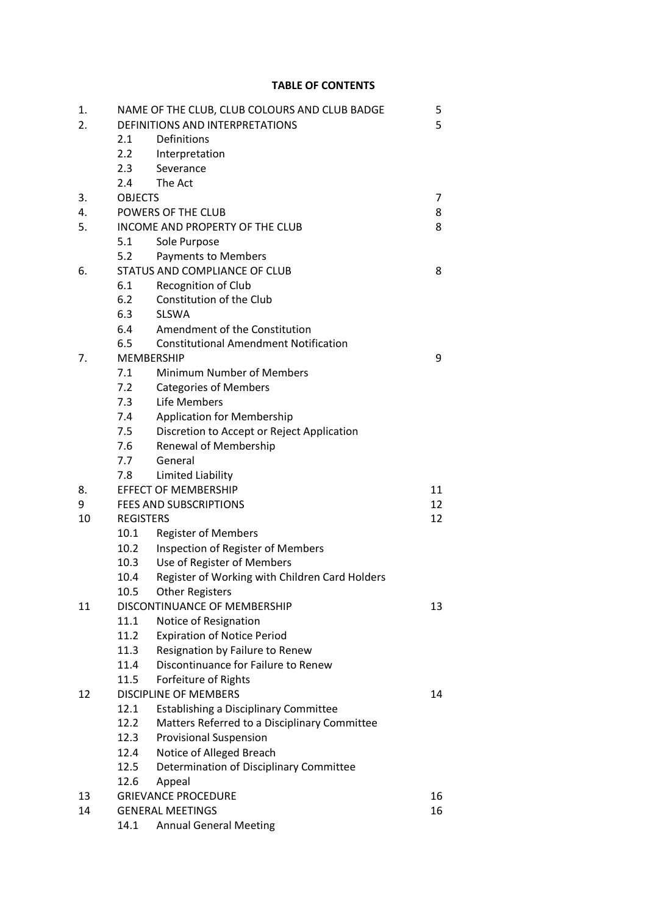**TABLE OF CONTENTS**

| | | Page |
|---|---|---|
| 1. | NAME OF THE CLUB, CLUB COLOURS AND CLUB BADGE | 5 |
| 2. | DEFINITIONS AND INTERPRETATIONS | 5 |
| | 2.1 Definitions | |
| | 2.2 Interpretation | |
| | 2.3 Severance | |
| | 2.4 The Act | |
| 3. | OBJECTS | 7 |
| 4. | POWERS OF THE CLUB | 8 |
| 5. | INCOME AND PROPERTY OF THE CLUB | 8 |
| | 5.1 Sole Purpose | |
| | 5.2 Payments to Members | |
| 6. | STATUS AND COMPLIANCE OF CLUB | 8 |
| | 6.1 Recognition of Club | |
| | 6.2 Constitution of the Club | |
| | 6.3 SLSWA | |
| | 6.4 Amendment of the Constitution | |
| | 6.5 Constitutional Amendment Notification | |
| 7. | MEMBERSHIP | 9 |
| | 7.1 Minimum Number of Members | |
| | 7.2 Categories of Members | |
| | 7.3 Life Members | |
| | 7.4 Application for Membership | |
| | 7.5 Discretion to Accept or Reject Application | |
| | 7.6 Renewal of Membership | |
| | 7.7 General | |
| | 7.8 Limited Liability | |
| 8. | EFFECT OF MEMBERSHIP | 11 |
| 9 | FEES AND SUBSCRIPTIONS | 12 |
| 10 | REGISTERS | 12 |
| | 10.1 Register of Members | |
| | 10.2 Inspection of Register of Members | |
| | 10.3 Use of Register of Members | |
| | 10.4 Register of Working with Children Card Holders | |
| | 10.5 Other Registers | |
| 11 | DISCONTINUANCE OF MEMBERSHIP | 13 |
| | 11.1 Notice of Resignation | |
| | 11.2 Expiration of Notice Period | |
| | 11.3 Resignation by Failure to Renew | |
| | 11.4 Discontinuance for Failure to Renew | |
| | 11.5 Forfeiture of Rights | |
| 12 | DISCIPLINE OF MEMBERS | 14 |
| | 12.1 Establishing a Disciplinary Committee | |
| | 12.2 Matters Referred to a Disciplinary Committee | |
| | 12.3 Provisional Suspension | |
| | 12.4 Notice of Alleged Breach | |
| | 12.5 Determination of Disciplinary Committee | |
| | 12.6 Appeal | |
| 13 | GRIEVANCE PROCEDURE | 16 |
| 14 | GENERAL MEETINGS | 16 |
| | 14.1 Annual General Meeting | |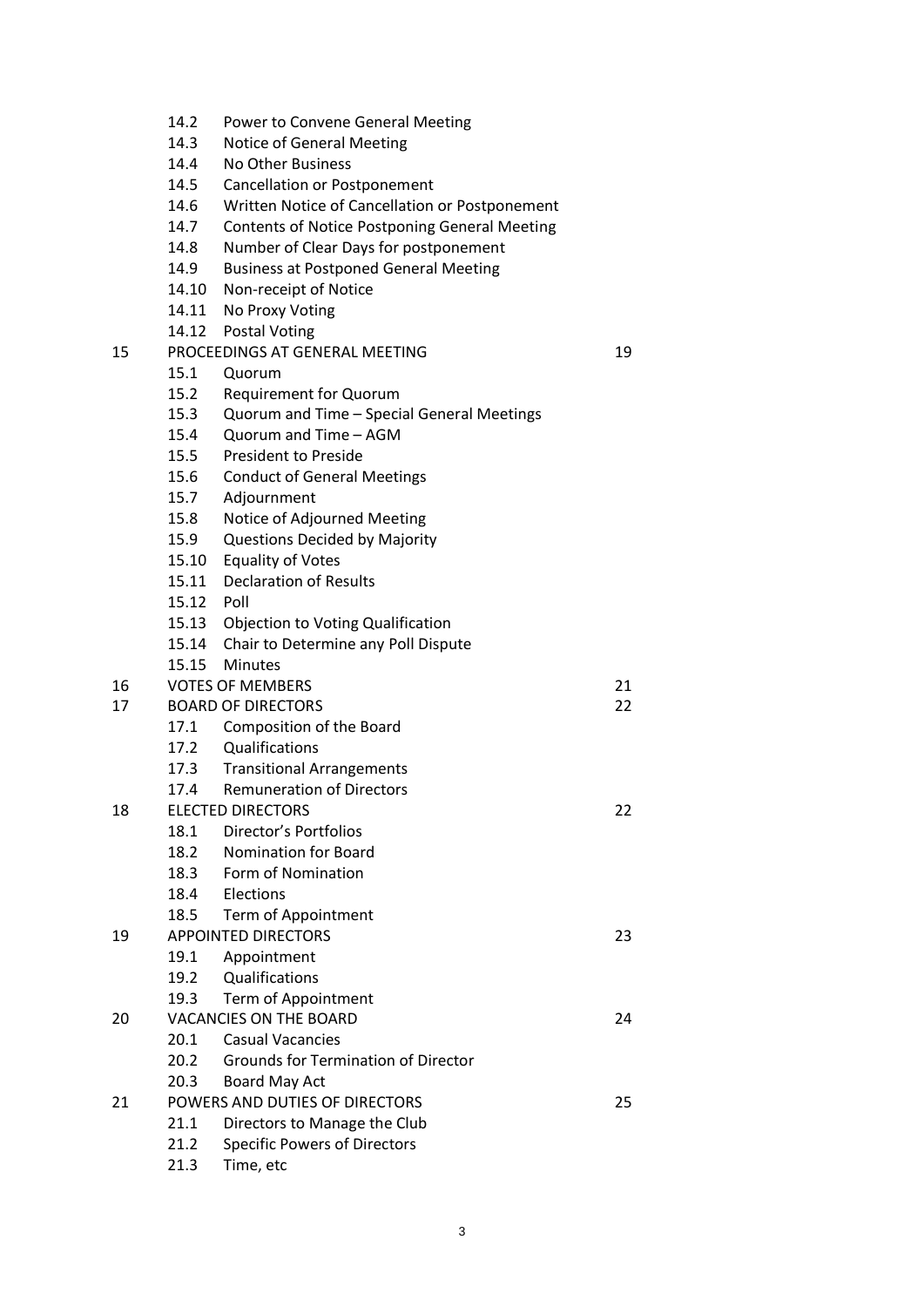| | | | |
|---|---|---|---|
| | 14.2 | Power to Convene General Meeting | |
| | 14.3 | Notice of General Meeting | |
| | 14.4 | No Other Business | |
| | 14.5 | Cancellation or Postponement | |
| | 14.6 | Written Notice of Cancellation or Postponement | |
| | 14.7 | Contents of Notice Postponing General Meeting | |
| | 14.8 | Number of Clear Days for postponement | |
| | 14.9 | Business at Postponed General Meeting | |
| | 14.10 | Non-receipt of Notice | |
| | 14.11 | No Proxy Voting | |
| | 14.12 | Postal Voting | |
| 15 | PROCEEDINGS AT GENERAL MEETING | | 19 |
| | 15.1 | Quorum | |
| | 15.2 | Requirement for Quorum | |
| | 15.3 | Quorum and Time – Special General Meetings | |
| | 15.4 | Quorum and Time – AGM | |
| | 15.5 | President to Preside | |
| | 15.6 | Conduct of General Meetings | |
| | 15.7 | Adjournment | |
| | 15.8 | Notice of Adjourned Meeting | |
| | 15.9 | Questions Decided by Majority | |
| | 15.10 | Equality of Votes | |
| | 15.11 | Declaration of Results | |
| | 15.12 | Poll | |
| | 15.13 | Objection to Voting Qualification | |
| | 15.14 | Chair to Determine any Poll Dispute | |
| | 15.15 | Minutes | |
| 16 | VOTES OF MEMBERS | | 21 |
| 17 | BOARD OF DIRECTORS | | 22 |
| | 17.1 | Composition of the Board | |
| | 17.2 | Qualifications | |
| | 17.3 | Transitional Arrangements | |
| | 17.4 | Remuneration of Directors | |
| 18 | ELECTED DIRECTORS | | 22 |
| | 18.1 | Director's Portfolios | |
| | 18.2 | Nomination for Board | |
| | 18.3 | Form of Nomination | |
| | 18.4 | Elections | |
| | 18.5 | Term of Appointment | |
| 19 | APPOINTED DIRECTORS | | 23 |
| | 19.1 | Appointment | |
| | 19.2 | Qualifications | |
| | 19.3 | Term of Appointment | |
| 20 | VACANCIES ON THE BOARD | | 24 |
| | 20.1 | Casual Vacancies | |
| | 20.2 | Grounds for Termination of Director | |
| | 20.3 | Board May Act | |
| 21 | POWERS AND DUTIES OF DIRECTORS | | 25 |
| | 21.1 | Directors to Manage the Club | |
| | 21.2 | Specific Powers of Directors | |
| | 21.3 | Time, etc | |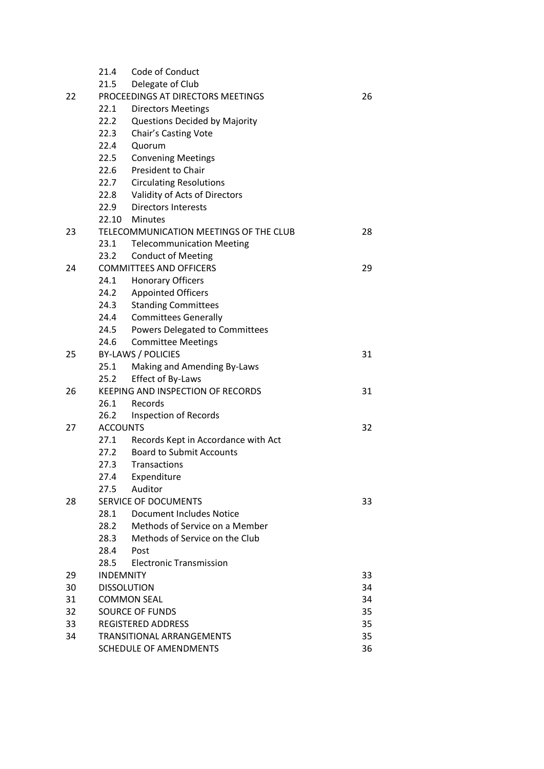| | | | |
|---|---|---|---|
| | 21.4 | Code of Conduct | |
| | 21.5 | Delegate of Club | |
| 22 | PROCEEDINGS AT DIRECTORS MEETINGS | | 26 |
| | 22.1 | Directors Meetings | |
| | 22.2 | Questions Decided by Majority | |
| | 22.3 | Chair's Casting Vote | |
| | 22.4 | Quorum | |
| | 22.5 | Convening Meetings | |
| | 22.6 | President to Chair | |
| | 22.7 | Circulating Resolutions | |
| | 22.8 | Validity of Acts of Directors | |
| | 22.9 | Directors Interests | |
| | 22.10 | Minutes | |
| 23 | TELECOMMUNICATION MEETINGS OF THE CLUB | | 28 |
| | 23.1 | Telecommunication Meeting | |
| | 23.2 | Conduct of Meeting | |
| 24 | COMMITTEES AND OFFICERS | | 29 |
| | 24.1 | Honorary Officers | |
| | 24.2 | Appointed Officers | |
| | 24.3 | Standing Committees | |
| | 24.4 | Committees Generally | |
| | 24.5 | Powers Delegated to Committees | |
| | 24.6 | Committee Meetings | |
| 25 | BY-LAWS / POLICIES | | 31 |
| | 25.1 | Making and Amending By-Laws | |
| | 25.2 | Effect of By-Laws | |
| 26 | KEEPING AND INSPECTION OF RECORDS | | 31 |
| | 26.1 | Records | |
| | 26.2 | Inspection of Records | |
| 27 | ACCOUNTS | | 32 |
| | 27.1 | Records Kept in Accordance with Act | |
| | 27.2 | Board to Submit Accounts | |
| | 27.3 | Transactions | |
| | 27.4 | Expenditure | |
| | 27.5 | Auditor | |
| 28 | SERVICE OF DOCUMENTS | | 33 |
| | 28.1 | Document Includes Notice | |
| | 28.2 | Methods of Service on a Member | |
| | 28.3 | Methods of Service on the Club | |
| | 28.4 | Post | |
| | 28.5 | Electronic Transmission | |
| 29 | INDEMNITY | | 33 |
| 30 | DISSOLUTION | | 34 |
| 31 | COMMON SEAL | | 34 |
| 32 | SOURCE OF FUNDS | | 35 |
| 33 | REGISTERED ADDRESS | | 35 |
| 34 | TRANSITIONAL ARRANGEMENTS | | 35 |
| | SCHEDULE OF AMENDMENTS | | 36 |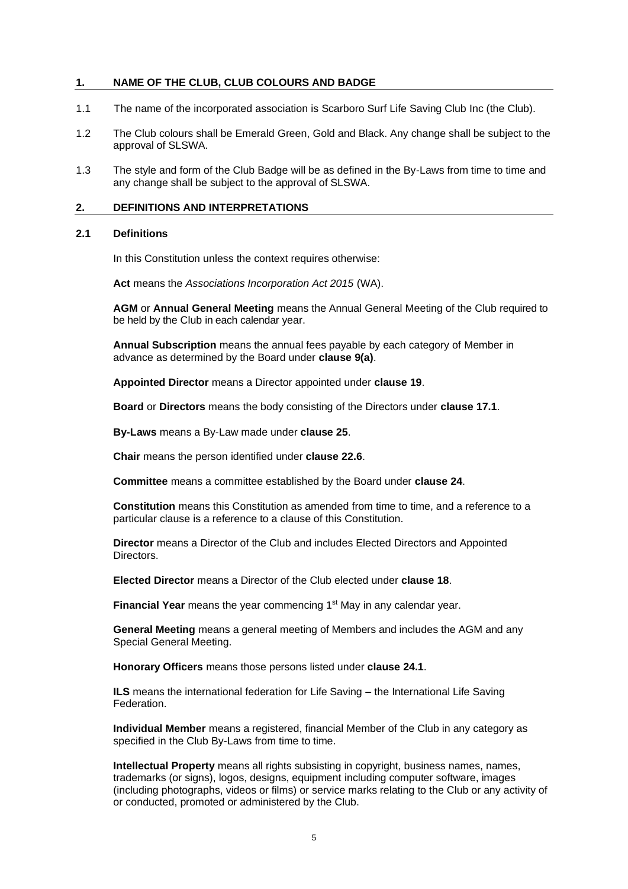## 1. NAME OF THE CLUB, CLUB COLOURS AND BADGE

1.1 The name of the incorporated association is Scarboro Surf Life Saving Club Inc (the Club).

1.2 The Club colours shall be Emerald Green, Gold and Black. Any change shall be subject to the approval of SLSWA.

1.3 The style and form of the Club Badge will be as defined in the By-Laws from time to time and any change shall be subject to the approval of SLSWA.

## 2. DEFINITIONS AND INTERPRETATIONS

### 2.1 Definitions

In this Constitution unless the context requires otherwise:

**Act** means the *Associations Incorporation Act 2015* (WA).

**AGM** or **Annual General Meeting** means the Annual General Meeting of the Club required to be held by the Club in each calendar year.

**Annual Subscription** means the annual fees payable by each category of Member in advance as determined by the Board under **clause 9(a)**.

**Appointed Director** means a Director appointed under **clause 19**.

**Board** or **Directors** means the body consisting of the Directors under **clause 17.1**.

**By-Laws** means a By-Law made under **clause 25**.

**Chair** means the person identified under **clause 22.6**.

**Committee** means a committee established by the Board under **clause 24**.

**Constitution** means this Constitution as amended from time to time, and a reference to a particular clause is a reference to a clause of this Constitution.

**Director** means a Director of the Club and includes Elected Directors and Appointed Directors.

**Elected Director** means a Director of the Club elected under **clause 18**.

**Financial Year** means the year commencing 1st May in any calendar year.

**General Meeting** means a general meeting of Members and includes the AGM and any Special General Meeting.

**Honorary Officers** means those persons listed under **clause 24.1**.

**ILS** means the international federation for Life Saving – the International Life Saving Federation.

**Individual Member** means a registered, financial Member of the Club in any category as specified in the Club By-Laws from time to time.

**Intellectual Property** means all rights subsisting in copyright, business names, names, trademarks (or signs), logos, designs, equipment including computer software, images (including photographs, videos or films) or service marks relating to the Club or any activity of or conducted, promoted or administered by the Club.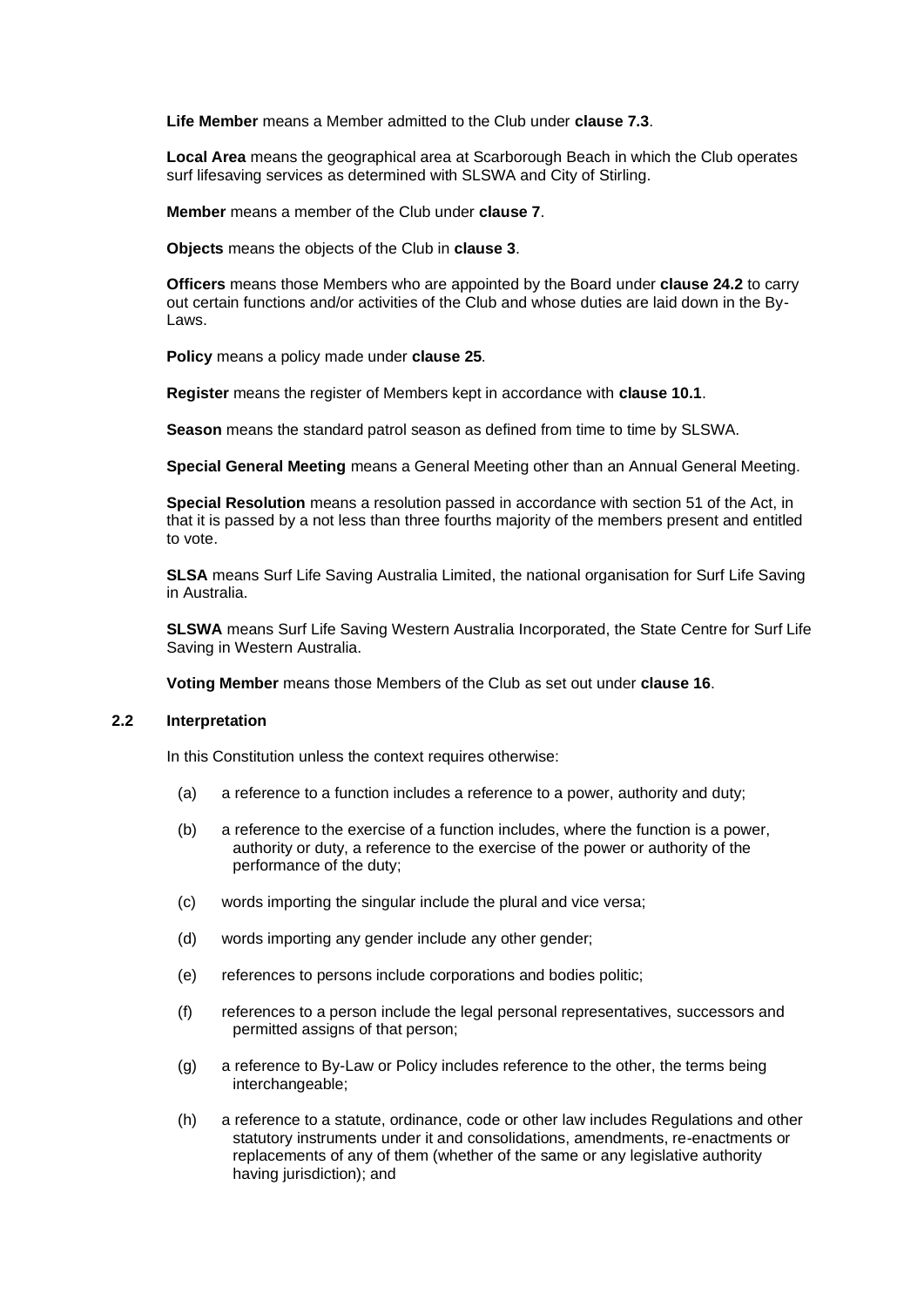**Life Member** means a Member admitted to the Club under **clause 7.3**.

**Local Area** means the geographical area at Scarborough Beach in which the Club operates surf lifesaving services as determined with SLSWA and City of Stirling.

**Member** means a member of the Club under **clause 7**.

**Objects** means the objects of the Club in **clause 3**.

**Officers** means those Members who are appointed by the Board under **clause 24.2** to carry out certain functions and/or activities of the Club and whose duties are laid down in the By-Laws.

**Policy** means a policy made under **clause 25**.

**Register** means the register of Members kept in accordance with **clause 10.1**.

**Season** means the standard patrol season as defined from time to time by SLSWA.

**Special General Meeting** means a General Meeting other than an Annual General Meeting.

**Special Resolution** means a resolution passed in accordance with section 51 of the Act, in that it is passed by a not less than three fourths majority of the members present and entitled to vote.

**SLSA** means Surf Life Saving Australia Limited, the national organisation for Surf Life Saving in Australia.

**SLSWA** means Surf Life Saving Western Australia Incorporated, the State Centre for Surf Life Saving in Western Australia.

**Voting Member** means those Members of the Club as set out under **clause 16**.

### 2.2 Interpretation

In this Constitution unless the context requires otherwise:

(a) a reference to a function includes a reference to a power, authority and duty;

(b) a reference to the exercise of a function includes, where the function is a power, authority or duty, a reference to the exercise of the power or authority of the performance of the duty;

(c) words importing the singular include the plural and vice versa;

(d) words importing any gender include any other gender;

(e) references to persons include corporations and bodies politic;

(f) references to a person include the legal personal representatives, successors and permitted assigns of that person;

(g) a reference to By-Law or Policy includes reference to the other, the terms being interchangeable;

(h) a reference to a statute, ordinance, code or other law includes Regulations and other statutory instruments under it and consolidations, amendments, re-enactments or replacements of any of them (whether of the same or any legislative authority having jurisdiction); and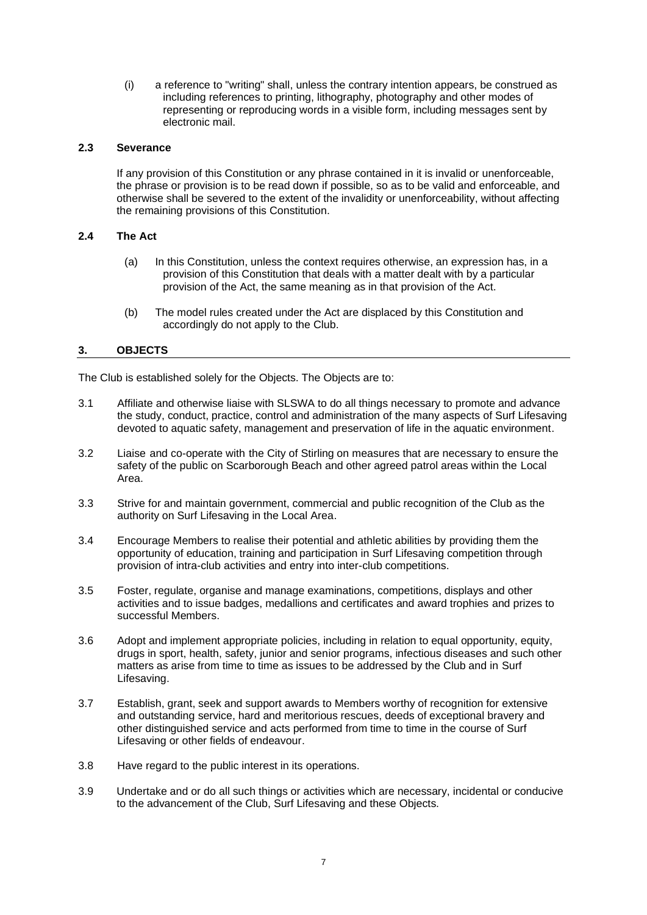(i) a reference to "writing" shall, unless the contrary intention appears, be construed as including references to printing, lithography, photography and other modes of representing or reproducing words in a visible form, including messages sent by electronic mail.

### 2.3 Severance

If any provision of this Constitution or any phrase contained in it is invalid or unenforceable, the phrase or provision is to be read down if possible, so as to be valid and enforceable, and otherwise shall be severed to the extent of the invalidity or unenforceability, without affecting the remaining provisions of this Constitution.

### 2.4 The Act

(a) In this Constitution, unless the context requires otherwise, an expression has, in a provision of this Constitution that deals with a matter dealt with by a particular provision of the Act, the same meaning as in that provision of the Act.

(b) The model rules created under the Act are displaced by this Constitution and accordingly do not apply to the Club.

## 3. OBJECTS

The Club is established solely for the Objects. The Objects are to:

3.1 Affiliate and otherwise liaise with SLSWA to do all things necessary to promote and advance the study, conduct, practice, control and administration of the many aspects of Surf Lifesaving devoted to aquatic safety, management and preservation of life in the aquatic environment.

3.2 Liaise and co-operate with the City of Stirling on measures that are necessary to ensure the safety of the public on Scarborough Beach and other agreed patrol areas within the Local Area.

3.3 Strive for and maintain government, commercial and public recognition of the Club as the authority on Surf Lifesaving in the Local Area.

3.4 Encourage Members to realise their potential and athletic abilities by providing them the opportunity of education, training and participation in Surf Lifesaving competition through provision of intra-club activities and entry into inter-club competitions.

3.5 Foster, regulate, organise and manage examinations, competitions, displays and other activities and to issue badges, medallions and certificates and award trophies and prizes to successful Members.

3.6 Adopt and implement appropriate policies, including in relation to equal opportunity, equity, drugs in sport, health, safety, junior and senior programs, infectious diseases and such other matters as arise from time to time as issues to be addressed by the Club and in Surf Lifesaving.

3.7 Establish, grant, seek and support awards to Members worthy of recognition for extensive and outstanding service, hard and meritorious rescues, deeds of exceptional bravery and other distinguished service and acts performed from time to time in the course of Surf Lifesaving or other fields of endeavour.

3.8 Have regard to the public interest in its operations.

3.9 Undertake and or do all such things or activities which are necessary, incidental or conducive to the advancement of the Club, Surf Lifesaving and these Objects.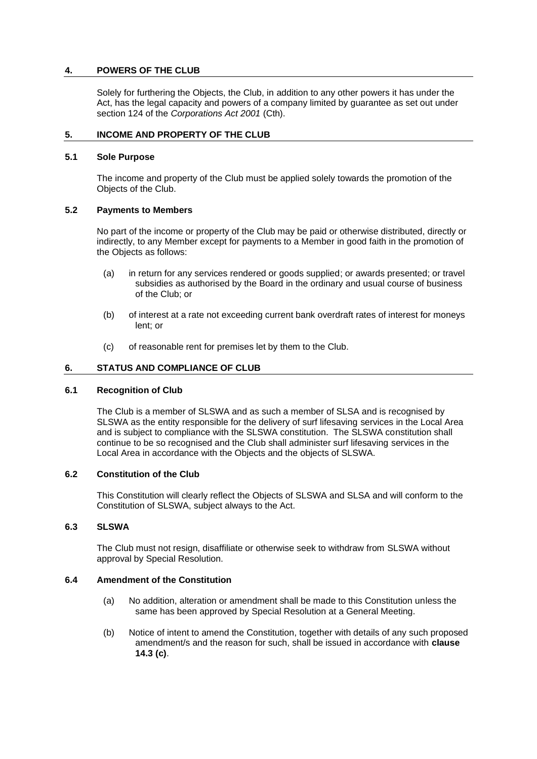## 4. POWERS OF THE CLUB

Solely for furthering the Objects, the Club, in addition to any other powers it has under the Act, has the legal capacity and powers of a company limited by guarantee as set out under section 124 of the *Corporations Act 2001* (Cth).

## 5. INCOME AND PROPERTY OF THE CLUB

### 5.1 Sole Purpose

The income and property of the Club must be applied solely towards the promotion of the Objects of the Club.

### 5.2 Payments to Members

No part of the income or property of the Club may be paid or otherwise distributed, directly or indirectly, to any Member except for payments to a Member in good faith in the promotion of the Objects as follows:

(a) in return for any services rendered or goods supplied; or awards presented; or travel subsidies as authorised by the Board in the ordinary and usual course of business of the Club; or

(b) of interest at a rate not exceeding current bank overdraft rates of interest for moneys lent; or

(c) of reasonable rent for premises let by them to the Club.

## 6. STATUS AND COMPLIANCE OF CLUB

### 6.1 Recognition of Club

The Club is a member of SLSWA and as such a member of SLSA and is recognised by SLSWA as the entity responsible for the delivery of surf lifesaving services in the Local Area and is subject to compliance with the SLSWA constitution. The SLSWA constitution shall continue to be so recognised and the Club shall administer surf lifesaving services in the Local Area in accordance with the Objects and the objects of SLSWA.

### 6.2 Constitution of the Club

This Constitution will clearly reflect the Objects of SLSWA and SLSA and will conform to the Constitution of SLSWA, subject always to the Act.

### 6.3 SLSWA

The Club must not resign, disaffiliate or otherwise seek to withdraw from SLSWA without approval by Special Resolution.

### 6.4 Amendment of the Constitution

(a) No addition, alteration or amendment shall be made to this Constitution unless the same has been approved by Special Resolution at a General Meeting.

(b) Notice of intent to amend the Constitution, together with details of any such proposed amendment/s and the reason for such, shall be issued in accordance with **clause 14.3 (c)**.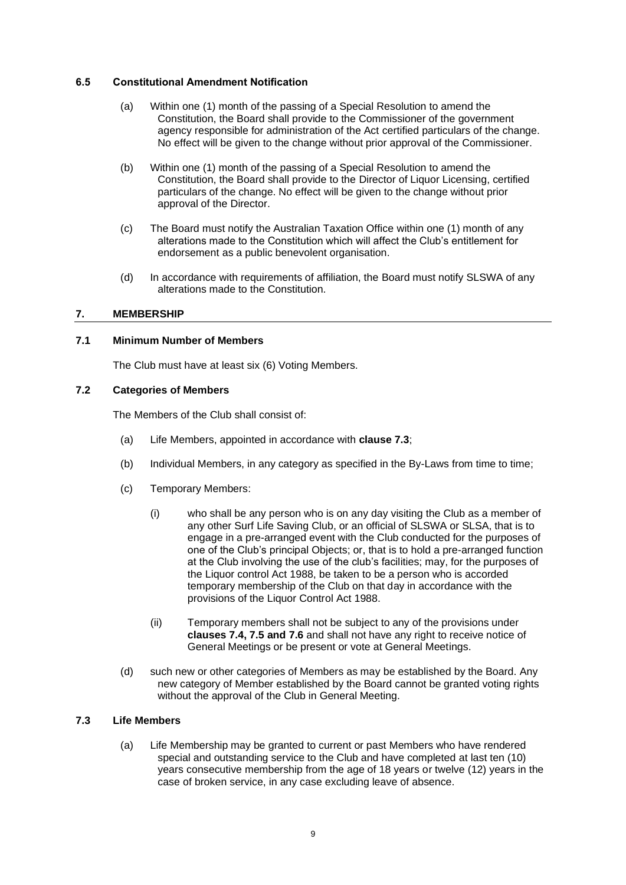### 6.5 Constitutional Amendment Notification

(a) Within one (1) month of the passing of a Special Resolution to amend the Constitution, the Board shall provide to the Commissioner of the government agency responsible for administration of the Act certified particulars of the change. No effect will be given to the change without prior approval of the Commissioner.

(b) Within one (1) month of the passing of a Special Resolution to amend the Constitution, the Board shall provide to the Director of Liquor Licensing, certified particulars of the change. No effect will be given to the change without prior approval of the Director.

(c) The Board must notify the Australian Taxation Office within one (1) month of any alterations made to the Constitution which will affect the Club's entitlement for endorsement as a public benevolent organisation.

(d) In accordance with requirements of affiliation, the Board must notify SLSWA of any alterations made to the Constitution.

## 7. MEMBERSHIP

### 7.1 Minimum Number of Members

The Club must have at least six (6) Voting Members.

### 7.2 Categories of Members

The Members of the Club shall consist of:

(a) Life Members, appointed in accordance with **clause 7.3**;

(b) Individual Members, in any category as specified in the By-Laws from time to time;

(c) Temporary Members:

(i) who shall be any person who is on any day visiting the Club as a member of any other Surf Life Saving Club, or an official of SLSWA or SLSA, that is to engage in a pre-arranged event with the Club conducted for the purposes of one of the Club's principal Objects; or, that is to hold a pre-arranged function at the Club involving the use of the club's facilities; may, for the purposes of the Liquor control Act 1988, be taken to be a person who is accorded temporary membership of the Club on that day in accordance with the provisions of the Liquor Control Act 1988.

(ii) Temporary members shall not be subject to any of the provisions under **clauses 7.4, 7.5 and 7.6** and shall not have any right to receive notice of General Meetings or be present or vote at General Meetings.

(d) such new or other categories of Members as may be established by the Board. Any new category of Member established by the Board cannot be granted voting rights without the approval of the Club in General Meeting.

### 7.3 Life Members

(a) Life Membership may be granted to current or past Members who have rendered special and outstanding service to the Club and have completed at last ten (10) years consecutive membership from the age of 18 years or twelve (12) years in the case of broken service, in any case excluding leave of absence.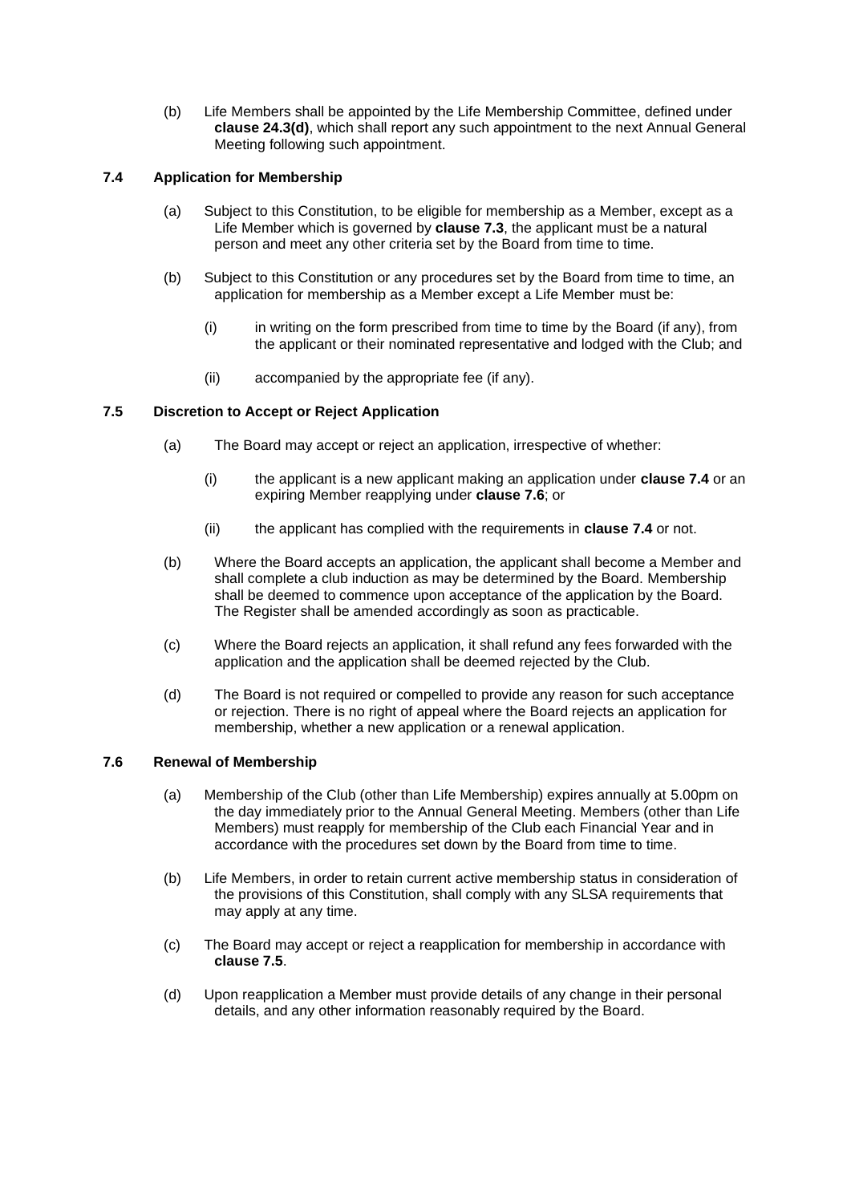(b) Life Members shall be appointed by the Life Membership Committee, defined under **clause 24.3(d)**, which shall report any such appointment to the next Annual General Meeting following such appointment.

### 7.4 Application for Membership

(a) Subject to this Constitution, to be eligible for membership as a Member, except as a Life Member which is governed by **clause 7.3**, the applicant must be a natural person and meet any other criteria set by the Board from time to time.

(b) Subject to this Constitution or any procedures set by the Board from time to time, an application for membership as a Member except a Life Member must be:

(i) in writing on the form prescribed from time to time by the Board (if any), from the applicant or their nominated representative and lodged with the Club; and

(ii) accompanied by the appropriate fee (if any).

### 7.5 Discretion to Accept or Reject Application

(a) The Board may accept or reject an application, irrespective of whether:

(i) the applicant is a new applicant making an application under **clause 7.4** or an expiring Member reapplying under **clause 7.6**; or

(ii) the applicant has complied with the requirements in **clause 7.4** or not.

(b) Where the Board accepts an application, the applicant shall become a Member and shall complete a club induction as may be determined by the Board. Membership shall be deemed to commence upon acceptance of the application by the Board. The Register shall be amended accordingly as soon as practicable.

(c) Where the Board rejects an application, it shall refund any fees forwarded with the application and the application shall be deemed rejected by the Club.

(d) The Board is not required or compelled to provide any reason for such acceptance or rejection. There is no right of appeal where the Board rejects an application for membership, whether a new application or a renewal application.

### 7.6 Renewal of Membership

(a) Membership of the Club (other than Life Membership) expires annually at 5.00pm on the day immediately prior to the Annual General Meeting. Members (other than Life Members) must reapply for membership of the Club each Financial Year and in accordance with the procedures set down by the Board from time to time.

(b) Life Members, in order to retain current active membership status in consideration of the provisions of this Constitution, shall comply with any SLSA requirements that may apply at any time.

(c) The Board may accept or reject a reapplication for membership in accordance with **clause 7.5**.

(d) Upon reapplication a Member must provide details of any change in their personal details, and any other information reasonably required by the Board.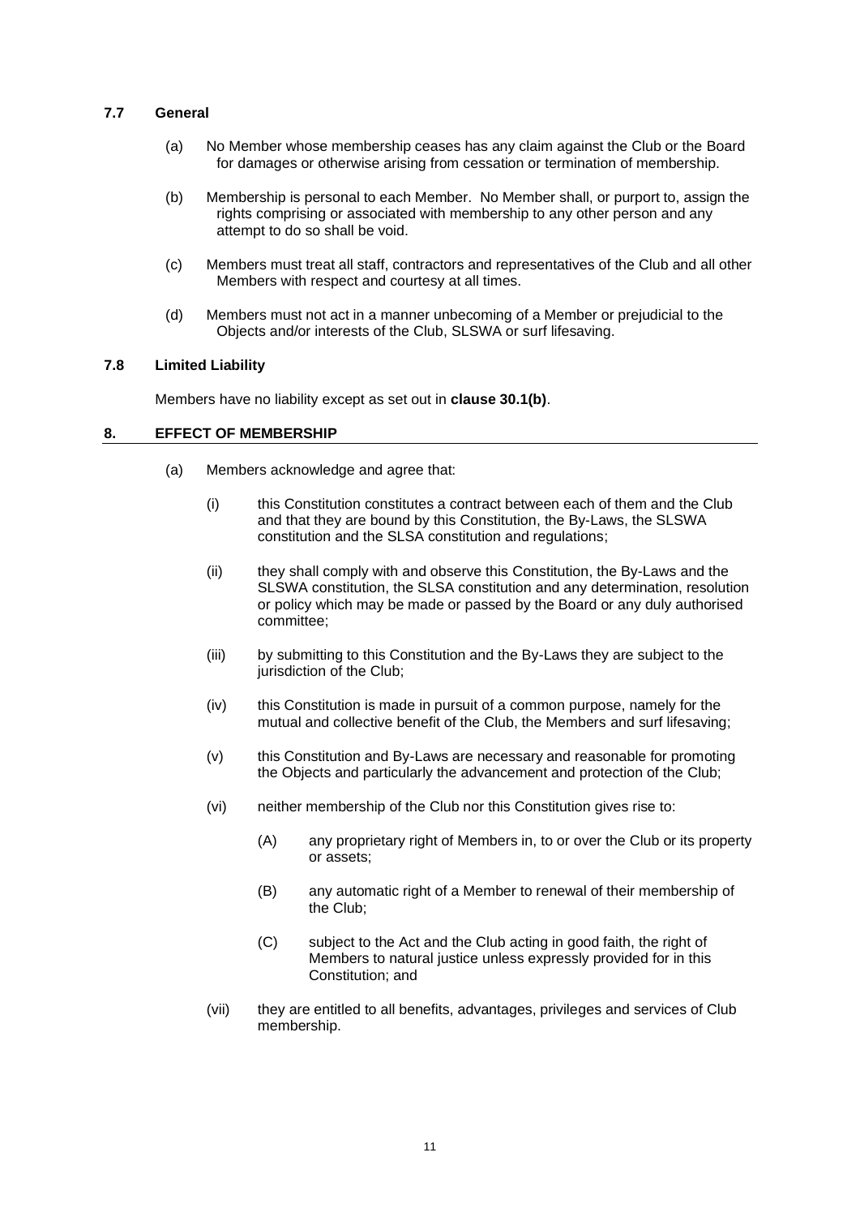### 7.7 General

(a) No Member whose membership ceases has any claim against the Club or the Board for damages or otherwise arising from cessation or termination of membership.

(b) Membership is personal to each Member. No Member shall, or purport to, assign the rights comprising or associated with membership to any other person and any attempt to do so shall be void.

(c) Members must treat all staff, contractors and representatives of the Club and all other Members with respect and courtesy at all times.

(d) Members must not act in a manner unbecoming of a Member or prejudicial to the Objects and/or interests of the Club, SLSWA or surf lifesaving.

### 7.8 Limited Liability

Members have no liability except as set out in **clause 30.1(b)**.

## 8. EFFECT OF MEMBERSHIP

(a) Members acknowledge and agree that:

(i) this Constitution constitutes a contract between each of them and the Club and that they are bound by this Constitution, the By-Laws, the SLSWA constitution and the SLSA constitution and regulations;

(ii) they shall comply with and observe this Constitution, the By-Laws and the SLSWA constitution, the SLSA constitution and any determination, resolution or policy which may be made or passed by the Board or any duly authorised committee;

(iii) by submitting to this Constitution and the By-Laws they are subject to the jurisdiction of the Club;

(iv) this Constitution is made in pursuit of a common purpose, namely for the mutual and collective benefit of the Club, the Members and surf lifesaving;

(v) this Constitution and By-Laws are necessary and reasonable for promoting the Objects and particularly the advancement and protection of the Club;

(vi) neither membership of the Club nor this Constitution gives rise to:

(A) any proprietary right of Members in, to or over the Club or its property or assets;

(B) any automatic right of a Member to renewal of their membership of the Club;

(C) subject to the Act and the Club acting in good faith, the right of Members to natural justice unless expressly provided for in this Constitution; and

(vii) they are entitled to all benefits, advantages, privileges and services of Club membership.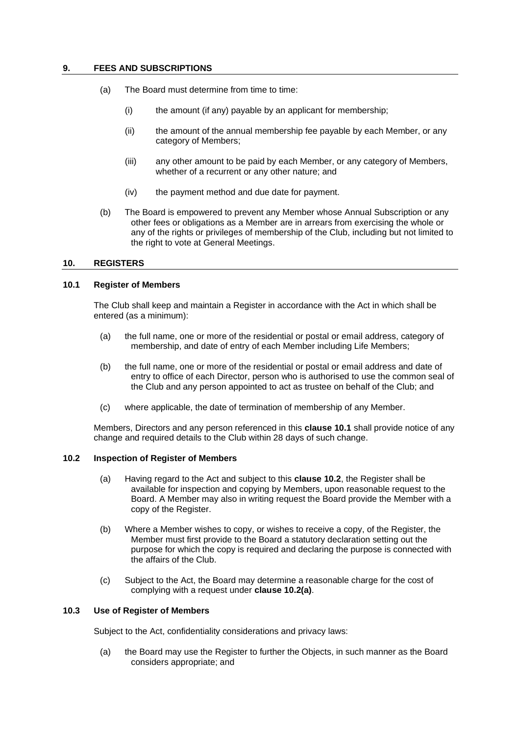## 9. FEES AND SUBSCRIPTIONS

(a) The Board must determine from time to time:

(i) the amount (if any) payable by an applicant for membership;

(ii) the amount of the annual membership fee payable by each Member, or any category of Members;

(iii) any other amount to be paid by each Member, or any category of Members, whether of a recurrent or any other nature; and

(iv) the payment method and due date for payment.

(b) The Board is empowered to prevent any Member whose Annual Subscription or any other fees or obligations as a Member are in arrears from exercising the whole or any of the rights or privileges of membership of the Club, including but not limited to the right to vote at General Meetings.

## 10. REGISTERS

### 10.1 Register of Members

The Club shall keep and maintain a Register in accordance with the Act in which shall be entered (as a minimum):

(a) the full name, one or more of the residential or postal or email address, category of membership, and date of entry of each Member including Life Members;

(b) the full name, one or more of the residential or postal or email address and date of entry to office of each Director, person who is authorised to use the common seal of the Club and any person appointed to act as trustee on behalf of the Club; and

(c) where applicable, the date of termination of membership of any Member.

Members, Directors and any person referenced in this **clause 10.1** shall provide notice of any change and required details to the Club within 28 days of such change.

### 10.2 Inspection of Register of Members

(a) Having regard to the Act and subject to this **clause 10.2**, the Register shall be available for inspection and copying by Members, upon reasonable request to the Board. A Member may also in writing request the Board provide the Member with a copy of the Register.

(b) Where a Member wishes to copy, or wishes to receive a copy, of the Register, the Member must first provide to the Board a statutory declaration setting out the purpose for which the copy is required and declaring the purpose is connected with the affairs of the Club.

(c) Subject to the Act, the Board may determine a reasonable charge for the cost of complying with a request under **clause 10.2(a)**.

### 10.3 Use of Register of Members

Subject to the Act, confidentiality considerations and privacy laws:

(a) the Board may use the Register to further the Objects, in such manner as the Board considers appropriate; and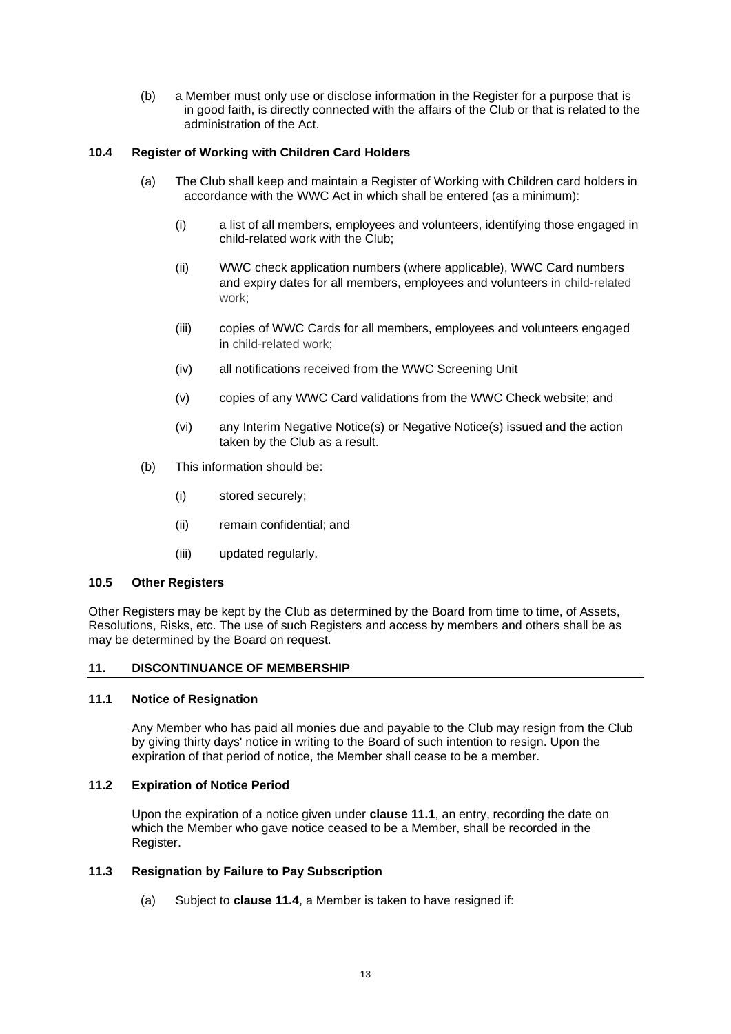(b) a Member must only use or disclose information in the Register for a purpose that is in good faith, is directly connected with the affairs of the Club or that is related to the administration of the Act.

### 10.4 Register of Working with Children Card Holders

(a) The Club shall keep and maintain a Register of Working with Children card holders in accordance with the WWC Act in which shall be entered (as a minimum):

(i) a list of all members, employees and volunteers, identifying those engaged in child-related work with the Club;

(ii) WWC check application numbers (where applicable), WWC Card numbers and expiry dates for all members, employees and volunteers in child-related work;

(iii) copies of WWC Cards for all members, employees and volunteers engaged in child-related work;

(iv) all notifications received from the WWC Screening Unit

(v) copies of any WWC Card validations from the WWC Check website; and

(vi) any Interim Negative Notice(s) or Negative Notice(s) issued and the action taken by the Club as a result.

(b) This information should be:

(i) stored securely;

(ii) remain confidential; and

(iii) updated regularly.

### 10.5 Other Registers

Other Registers may be kept by the Club as determined by the Board from time to time, of Assets, Resolutions, Risks, etc. The use of such Registers and access by members and others shall be as may be determined by the Board on request.

## 11. DISCONTINUANCE OF MEMBERSHIP

### 11.1 Notice of Resignation

Any Member who has paid all monies due and payable to the Club may resign from the Club by giving thirty days' notice in writing to the Board of such intention to resign. Upon the expiration of that period of notice, the Member shall cease to be a member.

### 11.2 Expiration of Notice Period

Upon the expiration of a notice given under **clause 11.1**, an entry, recording the date on which the Member who gave notice ceased to be a Member, shall be recorded in the Register.

### 11.3 Resignation by Failure to Pay Subscription

(a) Subject to **clause 11.4**, a Member is taken to have resigned if: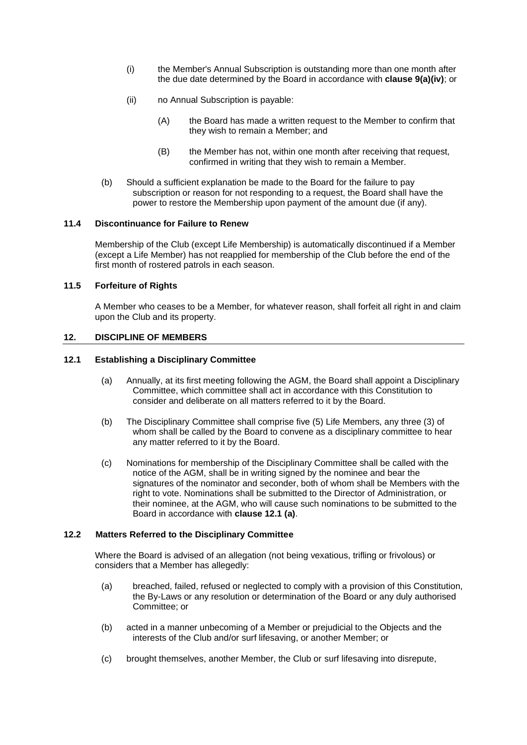(i) the Member's Annual Subscription is outstanding more than one month after the due date determined by the Board in accordance with **clause 9(a)(iv)**; or

(ii) no Annual Subscription is payable:

(A) the Board has made a written request to the Member to confirm that they wish to remain a Member; and

(B) the Member has not, within one month after receiving that request, confirmed in writing that they wish to remain a Member.

(b) Should a sufficient explanation be made to the Board for the failure to pay subscription or reason for not responding to a request, the Board shall have the power to restore the Membership upon payment of the amount due (if any).

### 11.4 Discontinuance for Failure to Renew

Membership of the Club (except Life Membership) is automatically discontinued if a Member (except a Life Member) has not reapplied for membership of the Club before the end of the first month of rostered patrols in each season.

### 11.5 Forfeiture of Rights

A Member who ceases to be a Member, for whatever reason, shall forfeit all right in and claim upon the Club and its property.

## 12. DISCIPLINE OF MEMBERS

### 12.1 Establishing a Disciplinary Committee

(a) Annually, at its first meeting following the AGM, the Board shall appoint a Disciplinary Committee, which committee shall act in accordance with this Constitution to consider and deliberate on all matters referred to it by the Board.

(b) The Disciplinary Committee shall comprise five (5) Life Members, any three (3) of whom shall be called by the Board to convene as a disciplinary committee to hear any matter referred to it by the Board.

(c) Nominations for membership of the Disciplinary Committee shall be called with the notice of the AGM, shall be in writing signed by the nominee and bear the signatures of the nominator and seconder, both of whom shall be Members with the right to vote. Nominations shall be submitted to the Director of Administration, or their nominee, at the AGM, who will cause such nominations to be submitted to the Board in accordance with **clause 12.1 (a)**.

### 12.2 Matters Referred to the Disciplinary Committee

Where the Board is advised of an allegation (not being vexatious, trifling or frivolous) or considers that a Member has allegedly:

(a) breached, failed, refused or neglected to comply with a provision of this Constitution, the By-Laws or any resolution or determination of the Board or any duly authorised Committee; or

(b) acted in a manner unbecoming of a Member or prejudicial to the Objects and the interests of the Club and/or surf lifesaving, or another Member; or

(c) brought themselves, another Member, the Club or surf lifesaving into disrepute,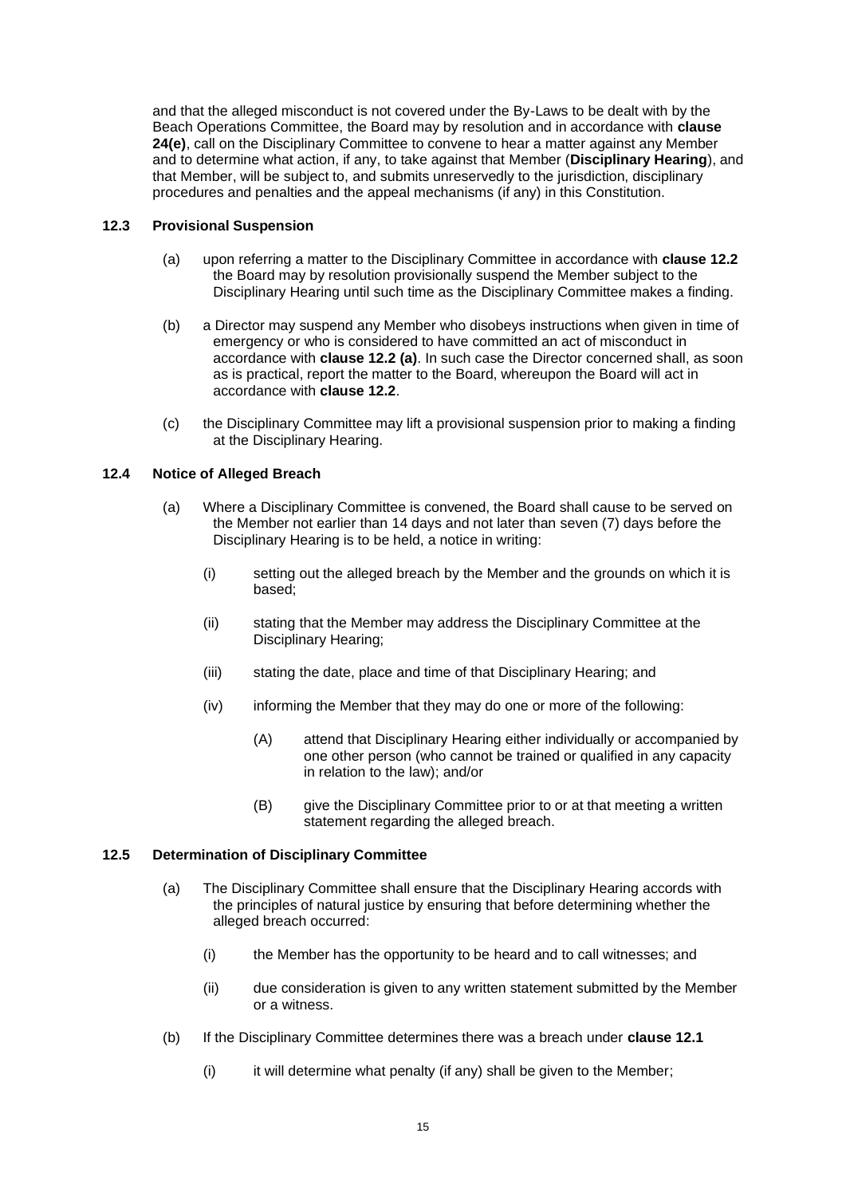and that the alleged misconduct is not covered under the By-Laws to be dealt with by the Beach Operations Committee, the Board may by resolution and in accordance with **clause 24(e)**, call on the Disciplinary Committee to convene to hear a matter against any Member and to determine what action, if any, to take against that Member (**Disciplinary Hearing**), and that Member, will be subject to, and submits unreservedly to the jurisdiction, disciplinary procedures and penalties and the appeal mechanisms (if any) in this Constitution.

### 12.3 Provisional Suspension

(a) upon referring a matter to the Disciplinary Committee in accordance with **clause 12.2** the Board may by resolution provisionally suspend the Member subject to the Disciplinary Hearing until such time as the Disciplinary Committee makes a finding.

(b) a Director may suspend any Member who disobeys instructions when given in time of emergency or who is considered to have committed an act of misconduct in accordance with **clause 12.2 (a)**. In such case the Director concerned shall, as soon as is practical, report the matter to the Board, whereupon the Board will act in accordance with **clause 12.2**.

(c) the Disciplinary Committee may lift a provisional suspension prior to making a finding at the Disciplinary Hearing.

### 12.4 Notice of Alleged Breach

(a) Where a Disciplinary Committee is convened, the Board shall cause to be served on the Member not earlier than 14 days and not later than seven (7) days before the Disciplinary Hearing is to be held, a notice in writing:

(i) setting out the alleged breach by the Member and the grounds on which it is based;

(ii) stating that the Member may address the Disciplinary Committee at the Disciplinary Hearing;

(iii) stating the date, place and time of that Disciplinary Hearing; and

(iv) informing the Member that they may do one or more of the following:

(A) attend that Disciplinary Hearing either individually or accompanied by one other person (who cannot be trained or qualified in any capacity in relation to the law); and/or

(B) give the Disciplinary Committee prior to or at that meeting a written statement regarding the alleged breach.

### 12.5 Determination of Disciplinary Committee

(a) The Disciplinary Committee shall ensure that the Disciplinary Hearing accords with the principles of natural justice by ensuring that before determining whether the alleged breach occurred:

(i) the Member has the opportunity to be heard and to call witnesses; and

(ii) due consideration is given to any written statement submitted by the Member or a witness.

(b) If the Disciplinary Committee determines there was a breach under **clause 12.1**

(i) it will determine what penalty (if any) shall be given to the Member;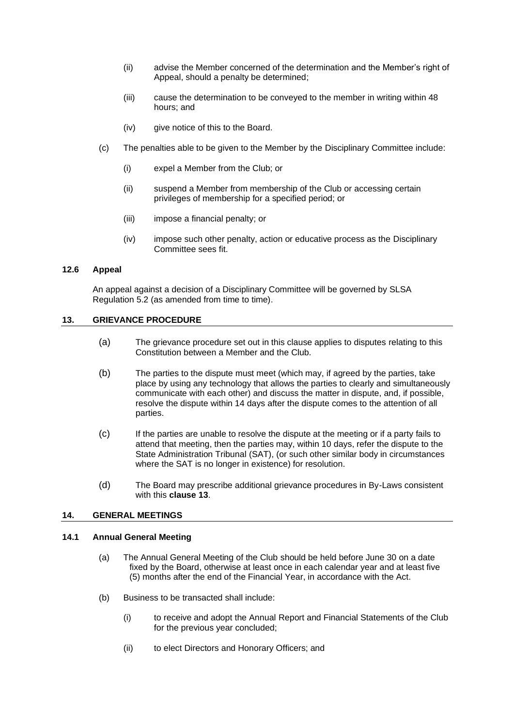(ii) advise the Member concerned of the determination and the Member's right of Appeal, should a penalty be determined;

(iii) cause the determination to be conveyed to the member in writing within 48 hours; and

(iv) give notice of this to the Board.

(c) The penalties able to be given to the Member by the Disciplinary Committee include:

(i) expel a Member from the Club; or

(ii) suspend a Member from membership of the Club or accessing certain privileges of membership for a specified period; or

(iii) impose a financial penalty; or

(iv) impose such other penalty, action or educative process as the Disciplinary Committee sees fit.

### 12.6 Appeal

An appeal against a decision of a Disciplinary Committee will be governed by SLSA Regulation 5.2 (as amended from time to time).

## 13. GRIEVANCE PROCEDURE

(a) The grievance procedure set out in this clause applies to disputes relating to this Constitution between a Member and the Club.

(b) The parties to the dispute must meet (which may, if agreed by the parties, take place by using any technology that allows the parties to clearly and simultaneously communicate with each other) and discuss the matter in dispute, and, if possible, resolve the dispute within 14 days after the dispute comes to the attention of all parties.

(c) If the parties are unable to resolve the dispute at the meeting or if a party fails to attend that meeting, then the parties may, within 10 days, refer the dispute to the State Administration Tribunal (SAT), (or such other similar body in circumstances where the SAT is no longer in existence) for resolution.

(d) The Board may prescribe additional grievance procedures in By-Laws consistent with this **clause 13**.

## 14. GENERAL MEETINGS

### 14.1 Annual General Meeting

(a) The Annual General Meeting of the Club should be held before June 30 on a date fixed by the Board, otherwise at least once in each calendar year and at least five (5) months after the end of the Financial Year, in accordance with the Act.

(b) Business to be transacted shall include:

(i) to receive and adopt the Annual Report and Financial Statements of the Club for the previous year concluded;

(ii) to elect Directors and Honorary Officers; and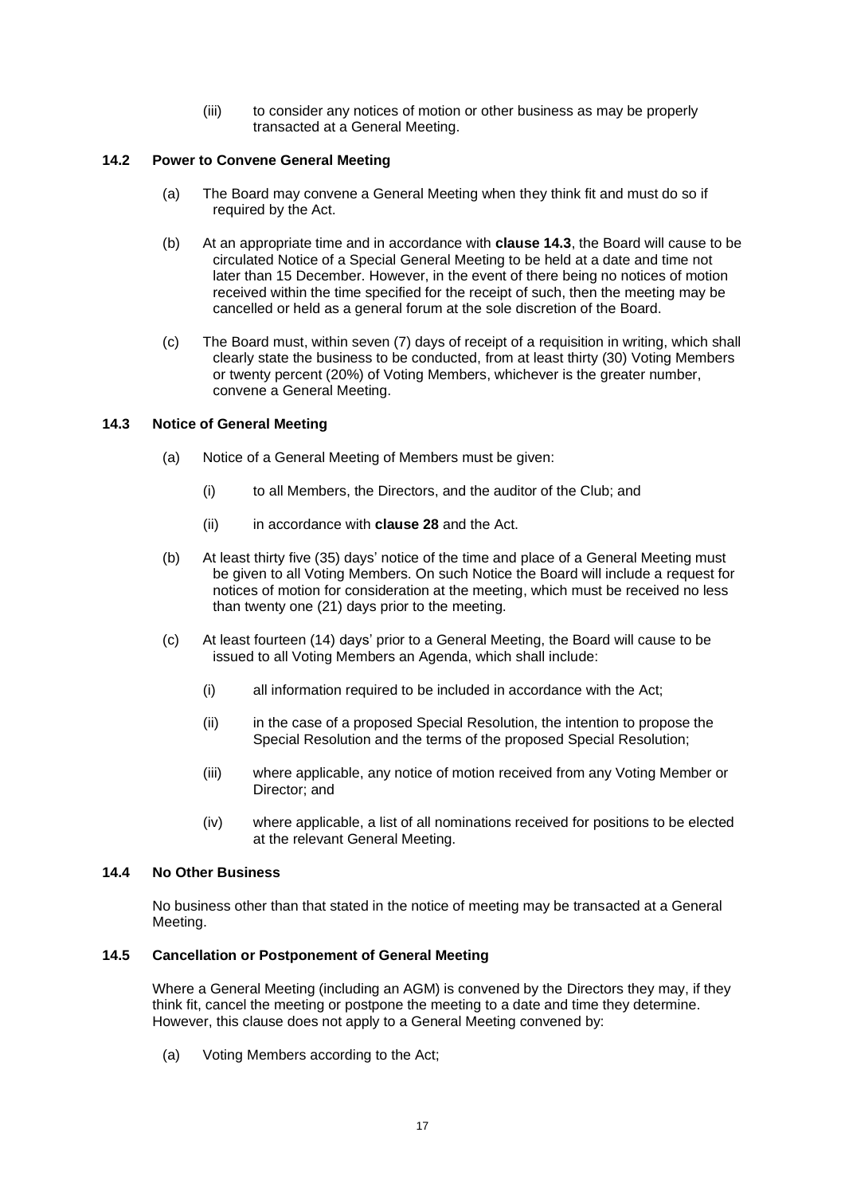(iii) to consider any notices of motion or other business as may be properly transacted at a General Meeting.

### 14.2 Power to Convene General Meeting

(a) The Board may convene a General Meeting when they think fit and must do so if required by the Act.

(b) At an appropriate time and in accordance with **clause 14.3**, the Board will cause to be circulated Notice of a Special General Meeting to be held at a date and time not later than 15 December. However, in the event of there being no notices of motion received within the time specified for the receipt of such, then the meeting may be cancelled or held as a general forum at the sole discretion of the Board.

(c) The Board must, within seven (7) days of receipt of a requisition in writing, which shall clearly state the business to be conducted, from at least thirty (30) Voting Members or twenty percent (20%) of Voting Members, whichever is the greater number, convene a General Meeting.

### 14.3 Notice of General Meeting

(a) Notice of a General Meeting of Members must be given:

(i) to all Members, the Directors, and the auditor of the Club; and

(ii) in accordance with **clause 28** and the Act.

(b) At least thirty five (35) days' notice of the time and place of a General Meeting must be given to all Voting Members. On such Notice the Board will include a request for notices of motion for consideration at the meeting, which must be received no less than twenty one (21) days prior to the meeting.

(c) At least fourteen (14) days' prior to a General Meeting, the Board will cause to be issued to all Voting Members an Agenda, which shall include:

(i) all information required to be included in accordance with the Act;

(ii) in the case of a proposed Special Resolution, the intention to propose the Special Resolution and the terms of the proposed Special Resolution;

(iii) where applicable, any notice of motion received from any Voting Member or Director; and

(iv) where applicable, a list of all nominations received for positions to be elected at the relevant General Meeting.

### 14.4 No Other Business

No business other than that stated in the notice of meeting may be transacted at a General Meeting.

### 14.5 Cancellation or Postponement of General Meeting

Where a General Meeting (including an AGM) is convened by the Directors they may, if they think fit, cancel the meeting or postpone the meeting to a date and time they determine. However, this clause does not apply to a General Meeting convened by:

(a) Voting Members according to the Act;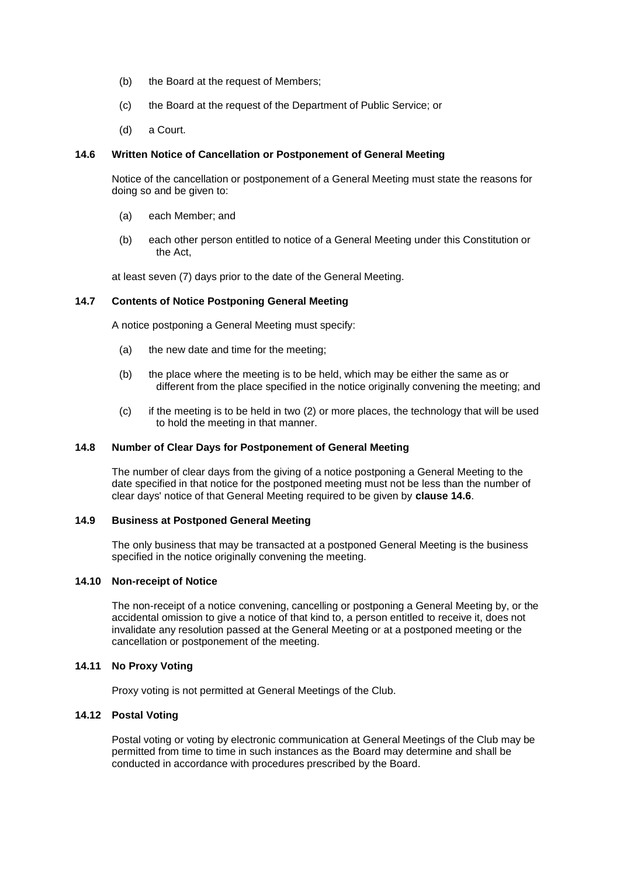(b) the Board at the request of Members;

(c) the Board at the request of the Department of Public Service; or

(d) a Court.

### 14.6 Written Notice of Cancellation or Postponement of General Meeting

Notice of the cancellation or postponement of a General Meeting must state the reasons for doing so and be given to:

(a) each Member; and

(b) each other person entitled to notice of a General Meeting under this Constitution or the Act,

at least seven (7) days prior to the date of the General Meeting.

### 14.7 Contents of Notice Postponing General Meeting

A notice postponing a General Meeting must specify:

(a) the new date and time for the meeting;

(b) the place where the meeting is to be held, which may be either the same as or different from the place specified in the notice originally convening the meeting; and

(c) if the meeting is to be held in two (2) or more places, the technology that will be used to hold the meeting in that manner.

### 14.8 Number of Clear Days for Postponement of General Meeting

The number of clear days from the giving of a notice postponing a General Meeting to the date specified in that notice for the postponed meeting must not be less than the number of clear days' notice of that General Meeting required to be given by **clause 14.6**.

### 14.9 Business at Postponed General Meeting

The only business that may be transacted at a postponed General Meeting is the business specified in the notice originally convening the meeting.

### 14.10 Non-receipt of Notice

The non-receipt of a notice convening, cancelling or postponing a General Meeting by, or the accidental omission to give a notice of that kind to, a person entitled to receive it, does not invalidate any resolution passed at the General Meeting or at a postponed meeting or the cancellation or postponement of the meeting.

### 14.11 No Proxy Voting

Proxy voting is not permitted at General Meetings of the Club.

### 14.12 Postal Voting

Postal voting or voting by electronic communication at General Meetings of the Club may be permitted from time to time in such instances as the Board may determine and shall be conducted in accordance with procedures prescribed by the Board.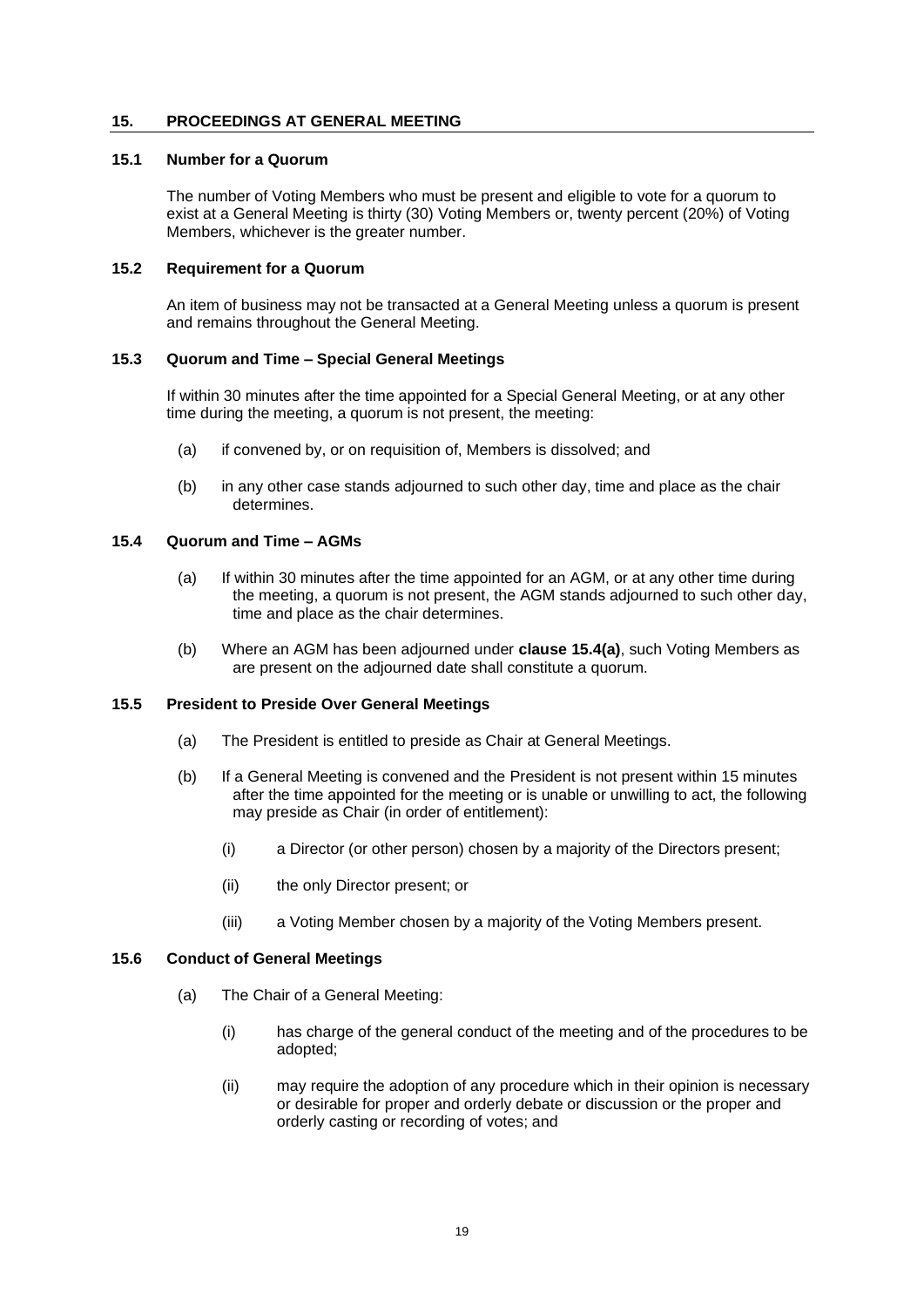## 15. PROCEEDINGS AT GENERAL MEETING

### 15.1 Number for a Quorum

The number of Voting Members who must be present and eligible to vote for a quorum to exist at a General Meeting is thirty (30) Voting Members or, twenty percent (20%) of Voting Members, whichever is the greater number.

### 15.2 Requirement for a Quorum

An item of business may not be transacted at a General Meeting unless a quorum is present and remains throughout the General Meeting.

### 15.3 Quorum and Time – Special General Meetings

If within 30 minutes after the time appointed for a Special General Meeting, or at any other time during the meeting, a quorum is not present, the meeting:

(a) if convened by, or on requisition of, Members is dissolved; and

(b) in any other case stands adjourned to such other day, time and place as the chair determines.

### 15.4 Quorum and Time – AGMs

(a) If within 30 minutes after the time appointed for an AGM, or at any other time during the meeting, a quorum is not present, the AGM stands adjourned to such other day, time and place as the chair determines.

(b) Where an AGM has been adjourned under **clause 15.4(a)**, such Voting Members as are present on the adjourned date shall constitute a quorum.

### 15.5 President to Preside Over General Meetings

(a) The President is entitled to preside as Chair at General Meetings.

(b) If a General Meeting is convened and the President is not present within 15 minutes after the time appointed for the meeting or is unable or unwilling to act, the following may preside as Chair (in order of entitlement):

(i) a Director (or other person) chosen by a majority of the Directors present;

(ii) the only Director present; or

(iii) a Voting Member chosen by a majority of the Voting Members present.

### 15.6 Conduct of General Meetings

(a) The Chair of a General Meeting:

(i) has charge of the general conduct of the meeting and of the procedures to be adopted;

(ii) may require the adoption of any procedure which in their opinion is necessary or desirable for proper and orderly debate or discussion or the proper and orderly casting or recording of votes; and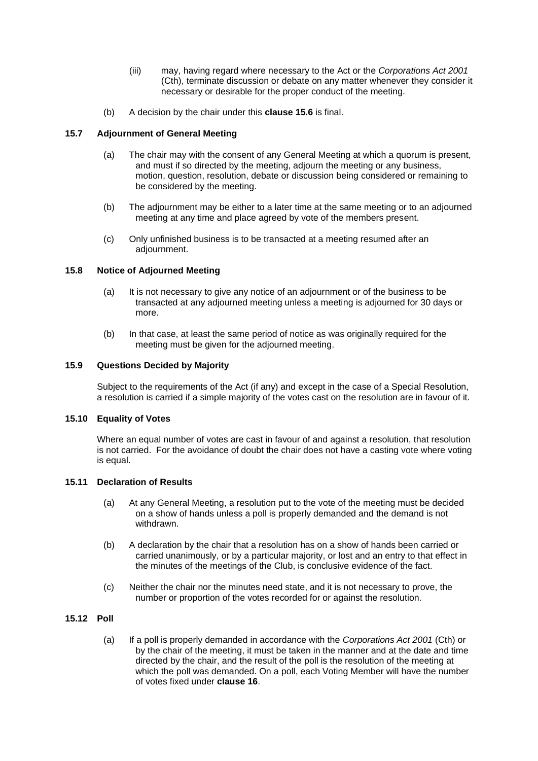(iii) may, having regard where necessary to the Act or the *Corporations Act 2001* (Cth), terminate discussion or debate on any matter whenever they consider it necessary or desirable for the proper conduct of the meeting.

(b) A decision by the chair under this **clause 15.6** is final.

### 15.7 Adjournment of General Meeting

(a) The chair may with the consent of any General Meeting at which a quorum is present, and must if so directed by the meeting, adjourn the meeting or any business, motion, question, resolution, debate or discussion being considered or remaining to be considered by the meeting.

(b) The adjournment may be either to a later time at the same meeting or to an adjourned meeting at any time and place agreed by vote of the members present.

(c) Only unfinished business is to be transacted at a meeting resumed after an adjournment.

### 15.8 Notice of Adjourned Meeting

(a) It is not necessary to give any notice of an adjournment or of the business to be transacted at any adjourned meeting unless a meeting is adjourned for 30 days or more.

(b) In that case, at least the same period of notice as was originally required for the meeting must be given for the adjourned meeting.

### 15.9 Questions Decided by Majority

Subject to the requirements of the Act (if any) and except in the case of a Special Resolution, a resolution is carried if a simple majority of the votes cast on the resolution are in favour of it.

### 15.10 Equality of Votes

Where an equal number of votes are cast in favour of and against a resolution, that resolution is not carried. For the avoidance of doubt the chair does not have a casting vote where voting is equal.

### 15.11 Declaration of Results

(a) At any General Meeting, a resolution put to the vote of the meeting must be decided on a show of hands unless a poll is properly demanded and the demand is not withdrawn.

(b) A declaration by the chair that a resolution has on a show of hands been carried or carried unanimously, or by a particular majority, or lost and an entry to that effect in the minutes of the meetings of the Club, is conclusive evidence of the fact.

(c) Neither the chair nor the minutes need state, and it is not necessary to prove, the number or proportion of the votes recorded for or against the resolution.

### 15.12 Poll

(a) If a poll is properly demanded in accordance with the *Corporations Act 2001* (Cth) or by the chair of the meeting, it must be taken in the manner and at the date and time directed by the chair, and the result of the poll is the resolution of the meeting at which the poll was demanded. On a poll, each Voting Member will have the number of votes fixed under **clause 16**.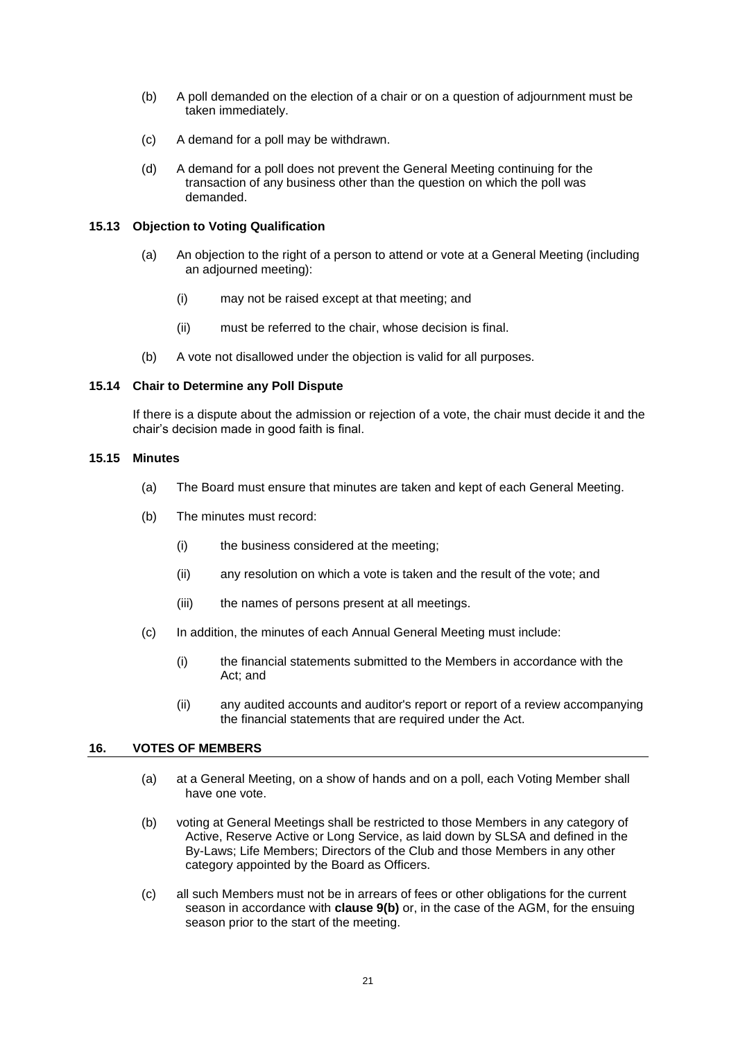(b) A poll demanded on the election of a chair or on a question of adjournment must be taken immediately.

(c) A demand for a poll may be withdrawn.

(d) A demand for a poll does not prevent the General Meeting continuing for the transaction of any business other than the question on which the poll was demanded.

### 15.13 Objection to Voting Qualification

(a) An objection to the right of a person to attend or vote at a General Meeting (including an adjourned meeting):

(i) may not be raised except at that meeting; and

(ii) must be referred to the chair, whose decision is final.

(b) A vote not disallowed under the objection is valid for all purposes.

### 15.14 Chair to Determine any Poll Dispute

If there is a dispute about the admission or rejection of a vote, the chair must decide it and the chair's decision made in good faith is final.

### 15.15 Minutes

(a) The Board must ensure that minutes are taken and kept of each General Meeting.

(b) The minutes must record:

(i) the business considered at the meeting;

(ii) any resolution on which a vote is taken and the result of the vote; and

(iii) the names of persons present at all meetings.

(c) In addition, the minutes of each Annual General Meeting must include:

(i) the financial statements submitted to the Members in accordance with the Act; and

(ii) any audited accounts and auditor's report or report of a review accompanying the financial statements that are required under the Act.

## 16. VOTES OF MEMBERS

(a) at a General Meeting, on a show of hands and on a poll, each Voting Member shall have one vote.

(b) voting at General Meetings shall be restricted to those Members in any category of Active, Reserve Active or Long Service, as laid down by SLSA and defined in the By-Laws; Life Members; Directors of the Club and those Members in any other category appointed by the Board as Officers.

(c) all such Members must not be in arrears of fees or other obligations for the current season in accordance with **clause 9(b)** or, in the case of the AGM, for the ensuing season prior to the start of the meeting.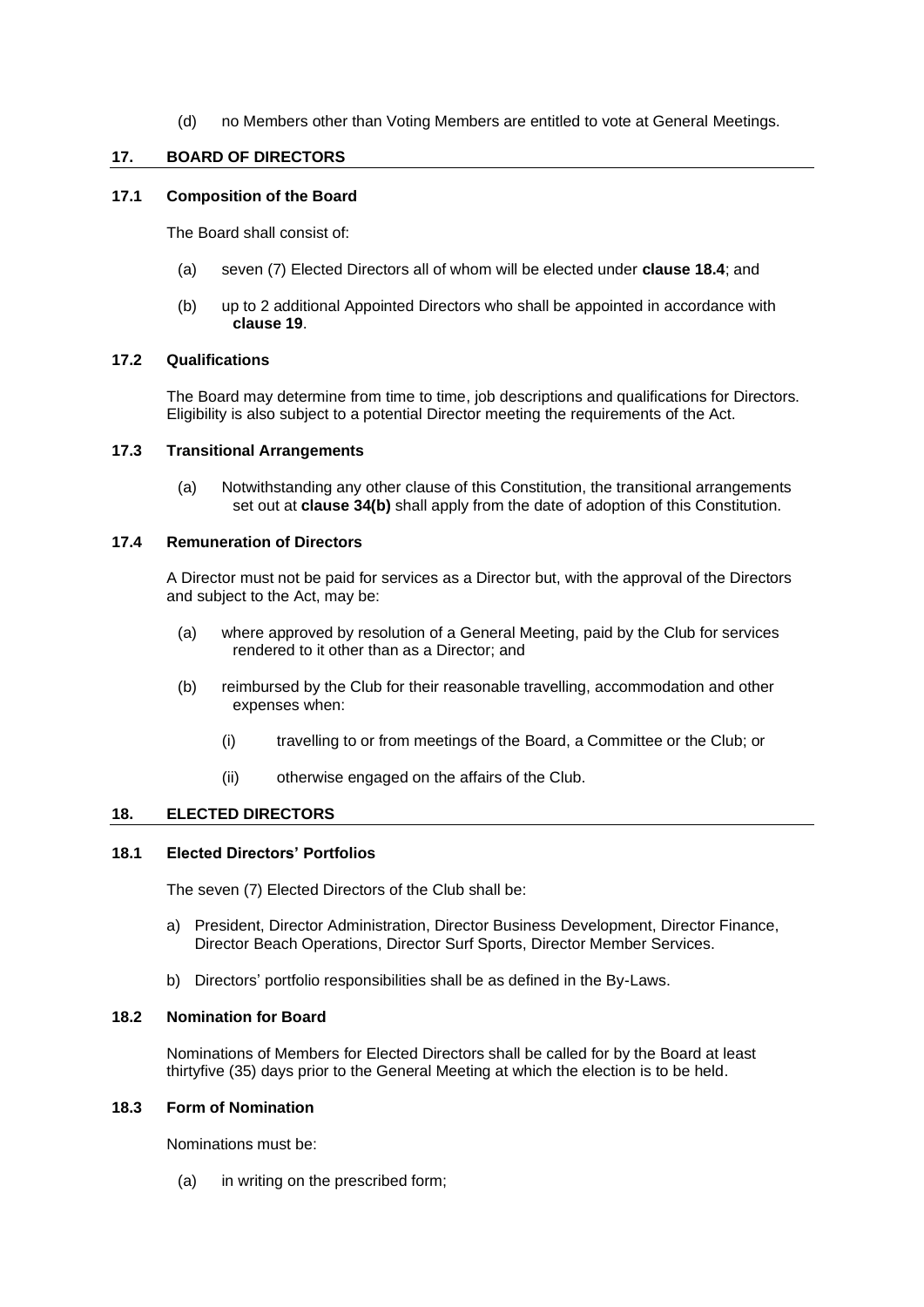(d) no Members other than Voting Members are entitled to vote at General Meetings.

## 17. BOARD OF DIRECTORS

### 17.1 Composition of the Board

The Board shall consist of:

(a) seven (7) Elected Directors all of whom will be elected under **clause 18.4**; and

(b) up to 2 additional Appointed Directors who shall be appointed in accordance with **clause 19**.

### 17.2 Qualifications

The Board may determine from time to time, job descriptions and qualifications for Directors. Eligibility is also subject to a potential Director meeting the requirements of the Act.

### 17.3 Transitional Arrangements

(a) Notwithstanding any other clause of this Constitution, the transitional arrangements set out at **clause 34(b)** shall apply from the date of adoption of this Constitution.

### 17.4 Remuneration of Directors

A Director must not be paid for services as a Director but, with the approval of the Directors and subject to the Act, may be:

(a) where approved by resolution of a General Meeting, paid by the Club for services rendered to it other than as a Director; and

(b) reimbursed by the Club for their reasonable travelling, accommodation and other expenses when:

  (i) travelling to or from meetings of the Board, a Committee or the Club; or

  (ii) otherwise engaged on the affairs of the Club.

## 18. ELECTED DIRECTORS

### 18.1 Elected Directors' Portfolios

The seven (7) Elected Directors of the Club shall be:

a) President, Director Administration, Director Business Development, Director Finance, Director Beach Operations, Director Surf Sports, Director Member Services.

b) Directors' portfolio responsibilities shall be as defined in the By-Laws.

### 18.2 Nomination for Board

Nominations of Members for Elected Directors shall be called for by the Board at least thirtyfive (35) days prior to the General Meeting at which the election is to be held.

### 18.3 Form of Nomination

Nominations must be:

(a) in writing on the prescribed form;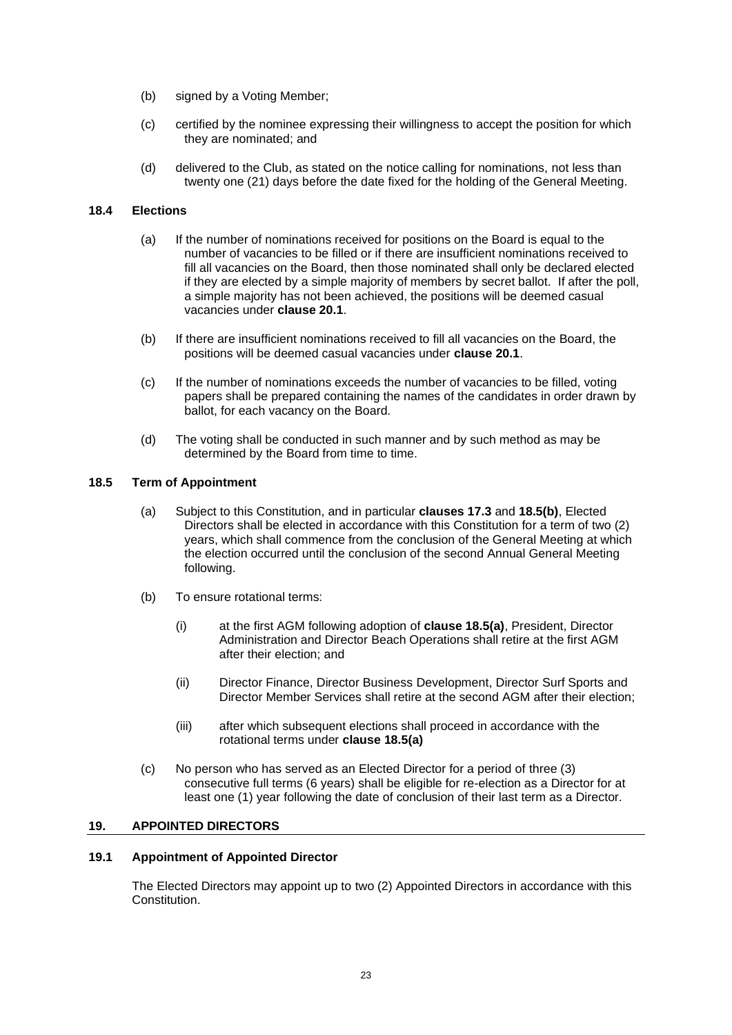(b) signed by a Voting Member;

(c) certified by the nominee expressing their willingness to accept the position for which they are nominated; and

(d) delivered to the Club, as stated on the notice calling for nominations, not less than twenty one (21) days before the date fixed for the holding of the General Meeting.

### 18.4 Elections

(a) If the number of nominations received for positions on the Board is equal to the number of vacancies to be filled or if there are insufficient nominations received to fill all vacancies on the Board, then those nominated shall only be declared elected if they are elected by a simple majority of members by secret ballot. If after the poll, a simple majority has not been achieved, the positions will be deemed casual vacancies under **clause 20.1**.

(b) If there are insufficient nominations received to fill all vacancies on the Board, the positions will be deemed casual vacancies under **clause 20.1**.

(c) If the number of nominations exceeds the number of vacancies to be filled, voting papers shall be prepared containing the names of the candidates in order drawn by ballot, for each vacancy on the Board.

(d) The voting shall be conducted in such manner and by such method as may be determined by the Board from time to time.

### 18.5 Term of Appointment

(a) Subject to this Constitution, and in particular **clauses 17.3** and **18.5(b)**, Elected Directors shall be elected in accordance with this Constitution for a term of two (2) years, which shall commence from the conclusion of the General Meeting at which the election occurred until the conclusion of the second Annual General Meeting following.

(b) To ensure rotational terms:

  (i) at the first AGM following adoption of **clause 18.5(a)**, President, Director Administration and Director Beach Operations shall retire at the first AGM after their election; and

  (ii) Director Finance, Director Business Development, Director Surf Sports and Director Member Services shall retire at the second AGM after their election;

  (iii) after which subsequent elections shall proceed in accordance with the rotational terms under **clause 18.5(a)**

(c) No person who has served as an Elected Director for a period of three (3) consecutive full terms (6 years) shall be eligible for re-election as a Director for at least one (1) year following the date of conclusion of their last term as a Director.

## 19. APPOINTED DIRECTORS

### 19.1 Appointment of Appointed Director

The Elected Directors may appoint up to two (2) Appointed Directors in accordance with this Constitution.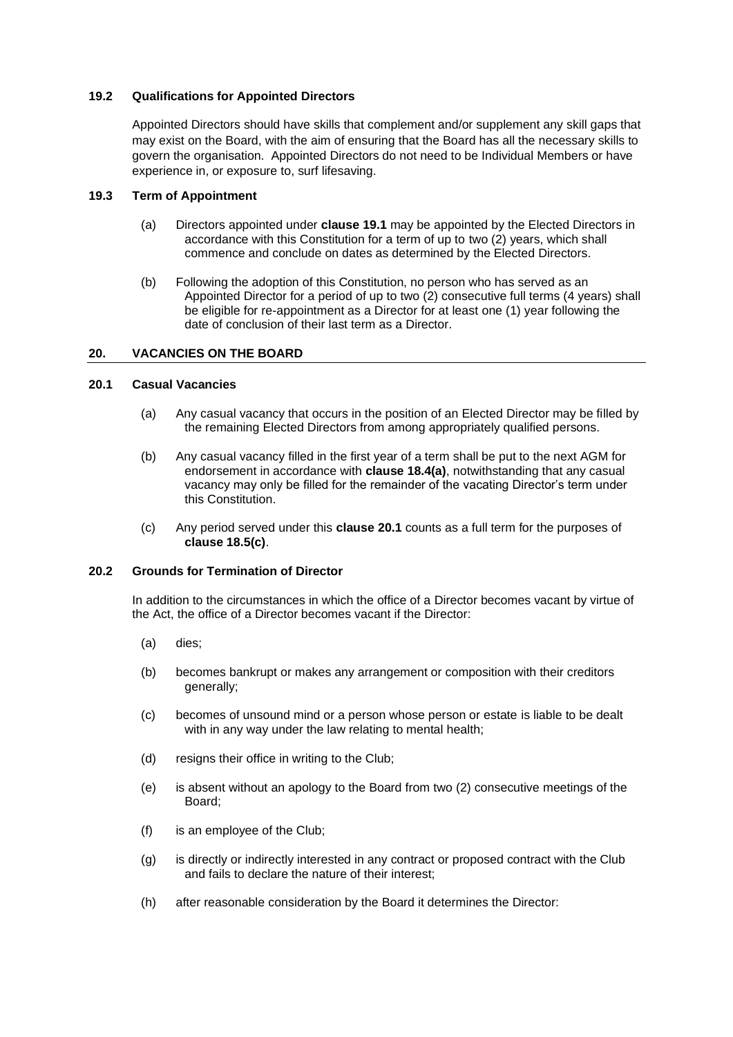### 19.2 Qualifications for Appointed Directors

Appointed Directors should have skills that complement and/or supplement any skill gaps that may exist on the Board, with the aim of ensuring that the Board has all the necessary skills to govern the organisation. Appointed Directors do not need to be Individual Members or have experience in, or exposure to, surf lifesaving.

### 19.3 Term of Appointment

(a) Directors appointed under **clause 19.1** may be appointed by the Elected Directors in accordance with this Constitution for a term of up to two (2) years, which shall commence and conclude on dates as determined by the Elected Directors.

(b) Following the adoption of this Constitution, no person who has served as an Appointed Director for a period of up to two (2) consecutive full terms (4 years) shall be eligible for re-appointment as a Director for at least one (1) year following the date of conclusion of their last term as a Director.

## 20. VACANCIES ON THE BOARD

### 20.1 Casual Vacancies

(a) Any casual vacancy that occurs in the position of an Elected Director may be filled by the remaining Elected Directors from among appropriately qualified persons.

(b) Any casual vacancy filled in the first year of a term shall be put to the next AGM for endorsement in accordance with **clause 18.4(a)**, notwithstanding that any casual vacancy may only be filled for the remainder of the vacating Director's term under this Constitution.

(c) Any period served under this **clause 20.1** counts as a full term for the purposes of **clause 18.5(c)**.

### 20.2 Grounds for Termination of Director

In addition to the circumstances in which the office of a Director becomes vacant by virtue of the Act, the office of a Director becomes vacant if the Director:

(a) dies;

(b) becomes bankrupt or makes any arrangement or composition with their creditors generally;

(c) becomes of unsound mind or a person whose person or estate is liable to be dealt with in any way under the law relating to mental health;

(d) resigns their office in writing to the Club;

(e) is absent without an apology to the Board from two (2) consecutive meetings of the Board;

(f) is an employee of the Club;

(g) is directly or indirectly interested in any contract or proposed contract with the Club and fails to declare the nature of their interest;

(h) after reasonable consideration by the Board it determines the Director: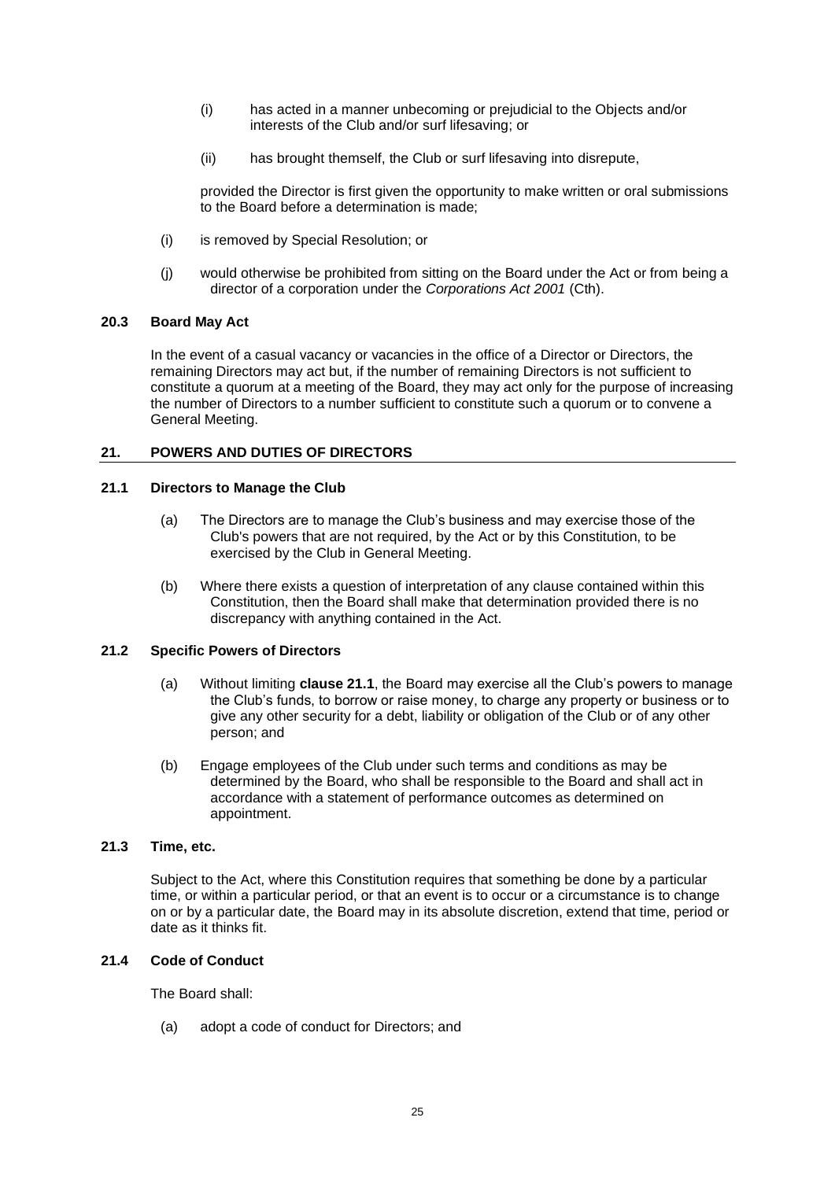(i) has acted in a manner unbecoming or prejudicial to the Objects and/or interests of the Club and/or surf lifesaving; or

(ii) has brought themself, the Club or surf lifesaving into disrepute,

provided the Director is first given the opportunity to make written or oral submissions to the Board before a determination is made;

(i) is removed by Special Resolution; or

(j) would otherwise be prohibited from sitting on the Board under the Act or from being a director of a corporation under the *Corporations Act 2001* (Cth).

### 20.3 Board May Act

In the event of a casual vacancy or vacancies in the office of a Director or Directors, the remaining Directors may act but, if the number of remaining Directors is not sufficient to constitute a quorum at a meeting of the Board, they may act only for the purpose of increasing the number of Directors to a number sufficient to constitute such a quorum or to convene a General Meeting.

## 21. POWERS AND DUTIES OF DIRECTORS

### 21.1 Directors to Manage the Club

(a) The Directors are to manage the Club's business and may exercise those of the Club's powers that are not required, by the Act or by this Constitution, to be exercised by the Club in General Meeting.

(b) Where there exists a question of interpretation of any clause contained within this Constitution, then the Board shall make that determination provided there is no discrepancy with anything contained in the Act.

### 21.2 Specific Powers of Directors

(a) Without limiting **clause 21.1**, the Board may exercise all the Club's powers to manage the Club's funds, to borrow or raise money, to charge any property or business or to give any other security for a debt, liability or obligation of the Club or of any other person; and

(b) Engage employees of the Club under such terms and conditions as may be determined by the Board, who shall be responsible to the Board and shall act in accordance with a statement of performance outcomes as determined on appointment.

### 21.3 Time, etc.

Subject to the Act, where this Constitution requires that something be done by a particular time, or within a particular period, or that an event is to occur or a circumstance is to change on or by a particular date, the Board may in its absolute discretion, extend that time, period or date as it thinks fit.

### 21.4 Code of Conduct

The Board shall:

(a) adopt a code of conduct for Directors; and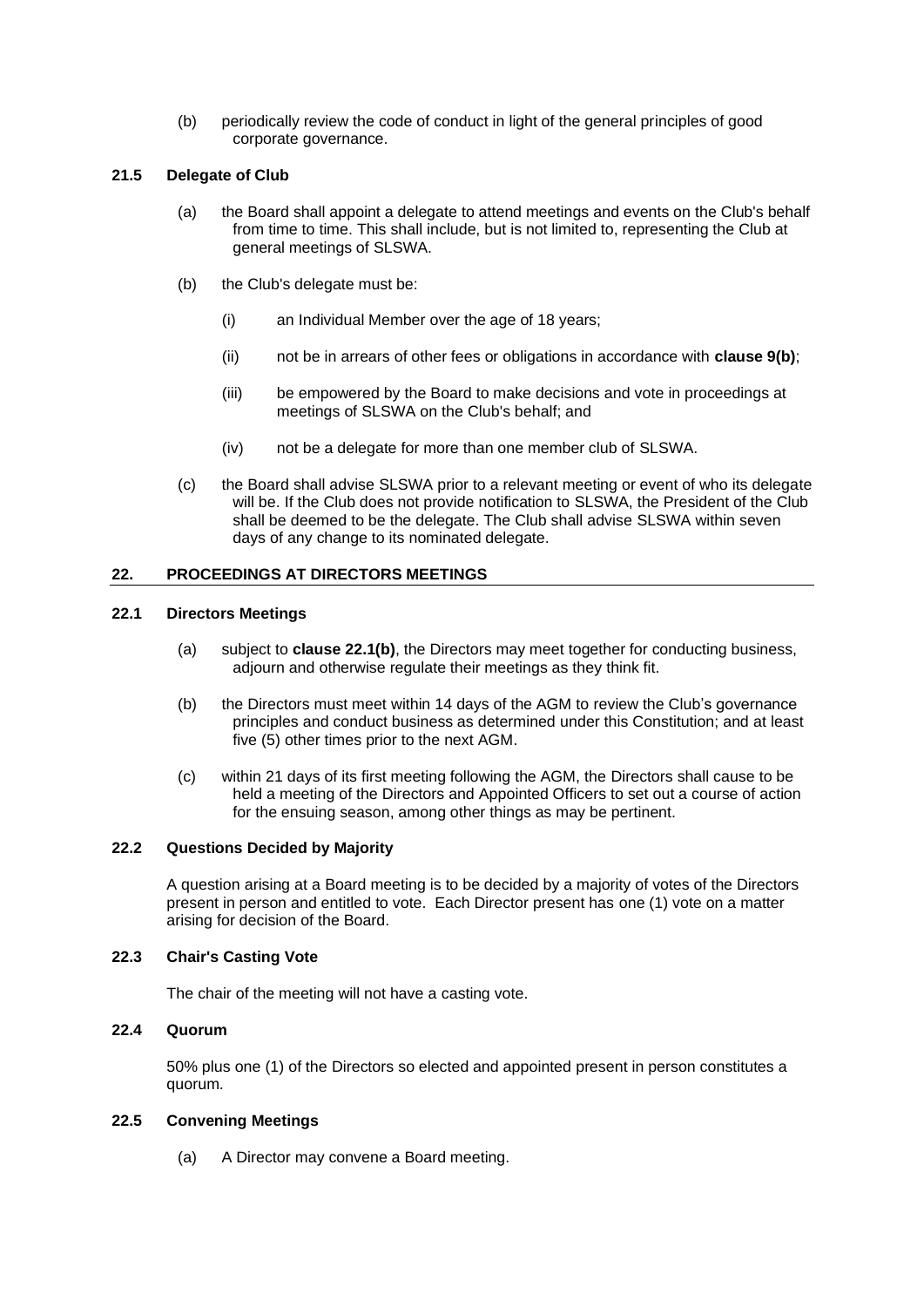(b) periodically review the code of conduct in light of the general principles of good corporate governance.

### 21.5 Delegate of Club

(a) the Board shall appoint a delegate to attend meetings and events on the Club's behalf from time to time. This shall include, but is not limited to, representing the Club at general meetings of SLSWA.

(b) the Club's delegate must be:

(i) an Individual Member over the age of 18 years;

(ii) not be in arrears of other fees or obligations in accordance with **clause 9(b)**;

(iii) be empowered by the Board to make decisions and vote in proceedings at meetings of SLSWA on the Club's behalf; and

(iv) not be a delegate for more than one member club of SLSWA.

(c) the Board shall advise SLSWA prior to a relevant meeting or event of who its delegate will be. If the Club does not provide notification to SLSWA, the President of the Club shall be deemed to be the delegate. The Club shall advise SLSWA within seven days of any change to its nominated delegate.

## 22. PROCEEDINGS AT DIRECTORS MEETINGS

### 22.1 Directors Meetings

(a) subject to **clause 22.1(b)**, the Directors may meet together for conducting business, adjourn and otherwise regulate their meetings as they think fit.

(b) the Directors must meet within 14 days of the AGM to review the Club's governance principles and conduct business as determined under this Constitution; and at least five (5) other times prior to the next AGM.

(c) within 21 days of its first meeting following the AGM, the Directors shall cause to be held a meeting of the Directors and Appointed Officers to set out a course of action for the ensuing season, among other things as may be pertinent.

### 22.2 Questions Decided by Majority

A question arising at a Board meeting is to be decided by a majority of votes of the Directors present in person and entitled to vote. Each Director present has one (1) vote on a matter arising for decision of the Board.

### 22.3 Chair's Casting Vote

The chair of the meeting will not have a casting vote.

### 22.4 Quorum

50% plus one (1) of the Directors so elected and appointed present in person constitutes a quorum.

### 22.5 Convening Meetings

(a) A Director may convene a Board meeting.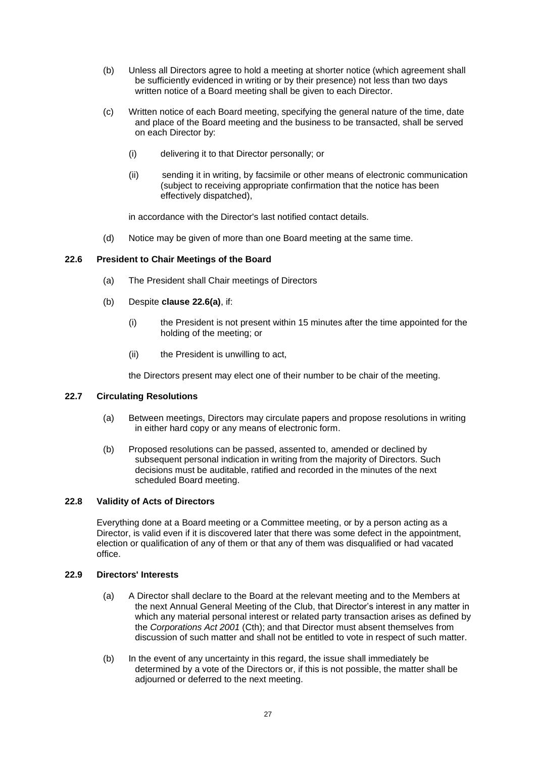(b) Unless all Directors agree to hold a meeting at shorter notice (which agreement shall be sufficiently evidenced in writing or by their presence) not less than two days written notice of a Board meeting shall be given to each Director.

(c) Written notice of each Board meeting, specifying the general nature of the time, date and place of the Board meeting and the business to be transacted, shall be served on each Director by:

(i) delivering it to that Director personally; or

(ii) sending it in writing, by facsimile or other means of electronic communication (subject to receiving appropriate confirmation that the notice has been effectively dispatched),

in accordance with the Director's last notified contact details.

(d) Notice may be given of more than one Board meeting at the same time.

### 22.6 President to Chair Meetings of the Board

(a) The President shall Chair meetings of Directors

(b) Despite **clause 22.6(a)**, if:

(i) the President is not present within 15 minutes after the time appointed for the holding of the meeting; or

(ii) the President is unwilling to act,

the Directors present may elect one of their number to be chair of the meeting.

### 22.7 Circulating Resolutions

(a) Between meetings, Directors may circulate papers and propose resolutions in writing in either hard copy or any means of electronic form.

(b) Proposed resolutions can be passed, assented to, amended or declined by subsequent personal indication in writing from the majority of Directors. Such decisions must be auditable, ratified and recorded in the minutes of the next scheduled Board meeting.

### 22.8 Validity of Acts of Directors

Everything done at a Board meeting or a Committee meeting, or by a person acting as a Director, is valid even if it is discovered later that there was some defect in the appointment, election or qualification of any of them or that any of them was disqualified or had vacated office.

### 22.9 Directors' Interests

(a) A Director shall declare to the Board at the relevant meeting and to the Members at the next Annual General Meeting of the Club, that Director's interest in any matter in which any material personal interest or related party transaction arises as defined by the *Corporations Act 2001* (Cth); and that Director must absent themselves from discussion of such matter and shall not be entitled to vote in respect of such matter.

(b) In the event of any uncertainty in this regard, the issue shall immediately be determined by a vote of the Directors or, if this is not possible, the matter shall be adjourned or deferred to the next meeting.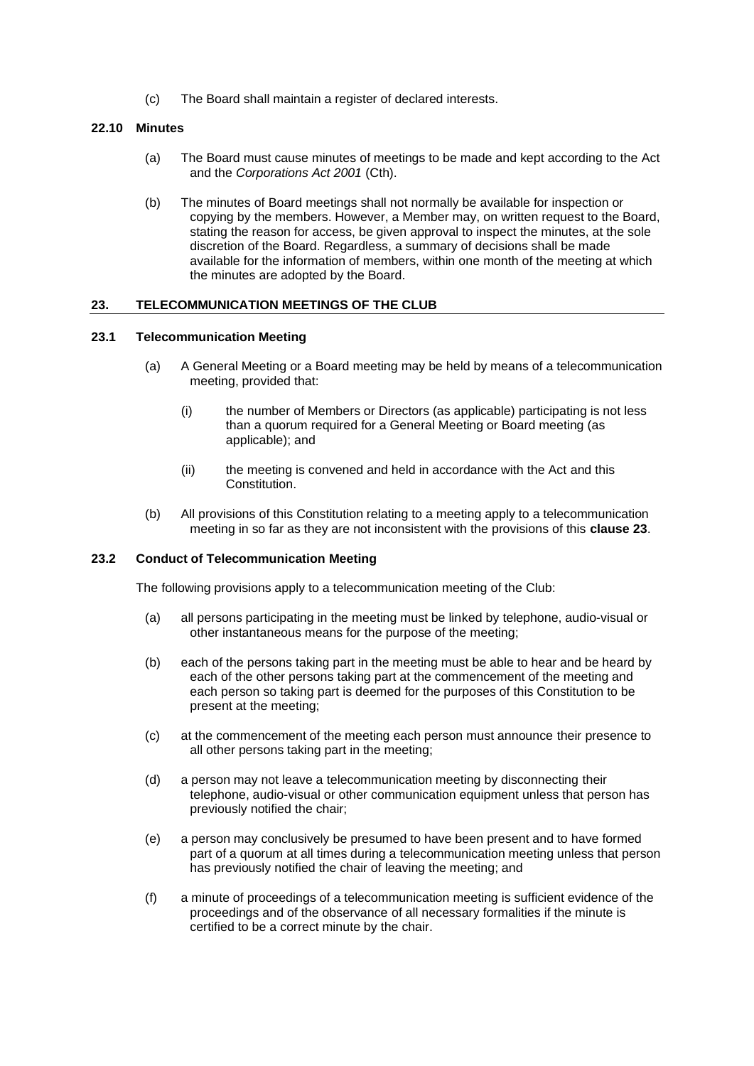(c) The Board shall maintain a register of declared interests.

### 22.10 Minutes

(a) The Board must cause minutes of meetings to be made and kept according to the Act and the *Corporations Act 2001* (Cth).

(b) The minutes of Board meetings shall not normally be available for inspection or copying by the members. However, a Member may, on written request to the Board, stating the reason for access, be given approval to inspect the minutes, at the sole discretion of the Board. Regardless, a summary of decisions shall be made available for the information of members, within one month of the meeting at which the minutes are adopted by the Board.

## 23. TELECOMMUNICATION MEETINGS OF THE CLUB

### 23.1 Telecommunication Meeting

(a) A General Meeting or a Board meeting may be held by means of a telecommunication meeting, provided that:

(i) the number of Members or Directors (as applicable) participating is not less than a quorum required for a General Meeting or Board meeting (as applicable); and

(ii) the meeting is convened and held in accordance with the Act and this Constitution.

(b) All provisions of this Constitution relating to a meeting apply to a telecommunication meeting in so far as they are not inconsistent with the provisions of this **clause 23**.

### 23.2 Conduct of Telecommunication Meeting

The following provisions apply to a telecommunication meeting of the Club:

(a) all persons participating in the meeting must be linked by telephone, audio-visual or other instantaneous means for the purpose of the meeting;

(b) each of the persons taking part in the meeting must be able to hear and be heard by each of the other persons taking part at the commencement of the meeting and each person so taking part is deemed for the purposes of this Constitution to be present at the meeting;

(c) at the commencement of the meeting each person must announce their presence to all other persons taking part in the meeting;

(d) a person may not leave a telecommunication meeting by disconnecting their telephone, audio-visual or other communication equipment unless that person has previously notified the chair;

(e) a person may conclusively be presumed to have been present and to have formed part of a quorum at all times during a telecommunication meeting unless that person has previously notified the chair of leaving the meeting; and

(f) a minute of proceedings of a telecommunication meeting is sufficient evidence of the proceedings and of the observance of all necessary formalities if the minute is certified to be a correct minute by the chair.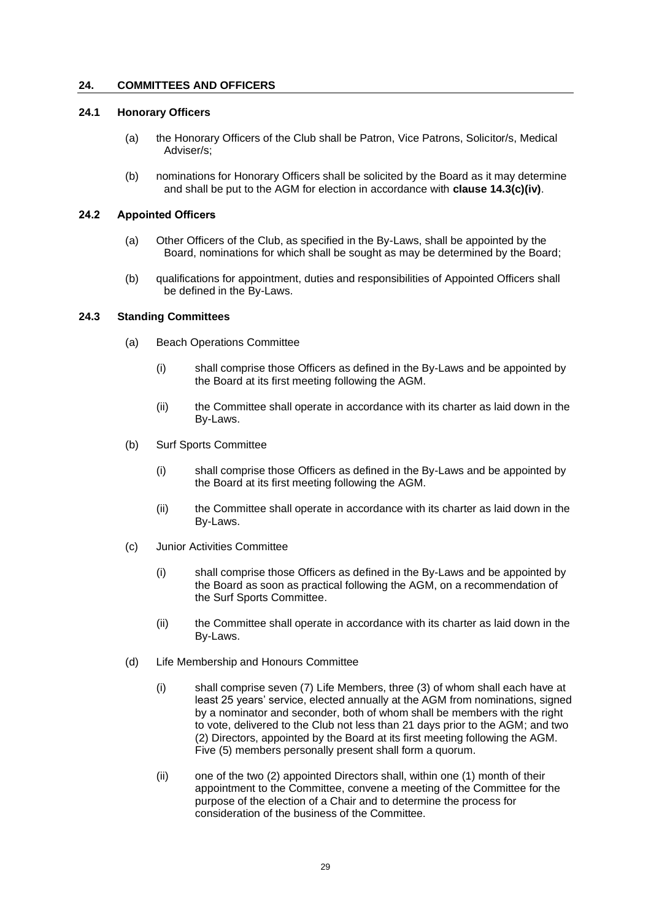## 24. COMMITTEES AND OFFICERS

### 24.1 Honorary Officers

(a) the Honorary Officers of the Club shall be Patron, Vice Patrons, Solicitor/s, Medical Adviser/s;

(b) nominations for Honorary Officers shall be solicited by the Board as it may determine and shall be put to the AGM for election in accordance with **clause 14.3(c)(iv)**.

### 24.2 Appointed Officers

(a) Other Officers of the Club, as specified in the By-Laws, shall be appointed by the Board, nominations for which shall be sought as may be determined by the Board;

(b) qualifications for appointment, duties and responsibilities of Appointed Officers shall be defined in the By-Laws.

### 24.3 Standing Committees

(a) Beach Operations Committee

(i) shall comprise those Officers as defined in the By-Laws and be appointed by the Board at its first meeting following the AGM.

(ii) the Committee shall operate in accordance with its charter as laid down in the By-Laws.

(b) Surf Sports Committee

(i) shall comprise those Officers as defined in the By-Laws and be appointed by the Board at its first meeting following the AGM.

(ii) the Committee shall operate in accordance with its charter as laid down in the By-Laws.

(c) Junior Activities Committee

(i) shall comprise those Officers as defined in the By-Laws and be appointed by the Board as soon as practical following the AGM, on a recommendation of the Surf Sports Committee.

(ii) the Committee shall operate in accordance with its charter as laid down in the By-Laws.

(d) Life Membership and Honours Committee

(i) shall comprise seven (7) Life Members, three (3) of whom shall each have at least 25 years' service, elected annually at the AGM from nominations, signed by a nominator and seconder, both of whom shall be members with the right to vote, delivered to the Club not less than 21 days prior to the AGM; and two (2) Directors, appointed by the Board at its first meeting following the AGM. Five (5) members personally present shall form a quorum.

(ii) one of the two (2) appointed Directors shall, within one (1) month of their appointment to the Committee, convene a meeting of the Committee for the purpose of the election of a Chair and to determine the process for consideration of the business of the Committee.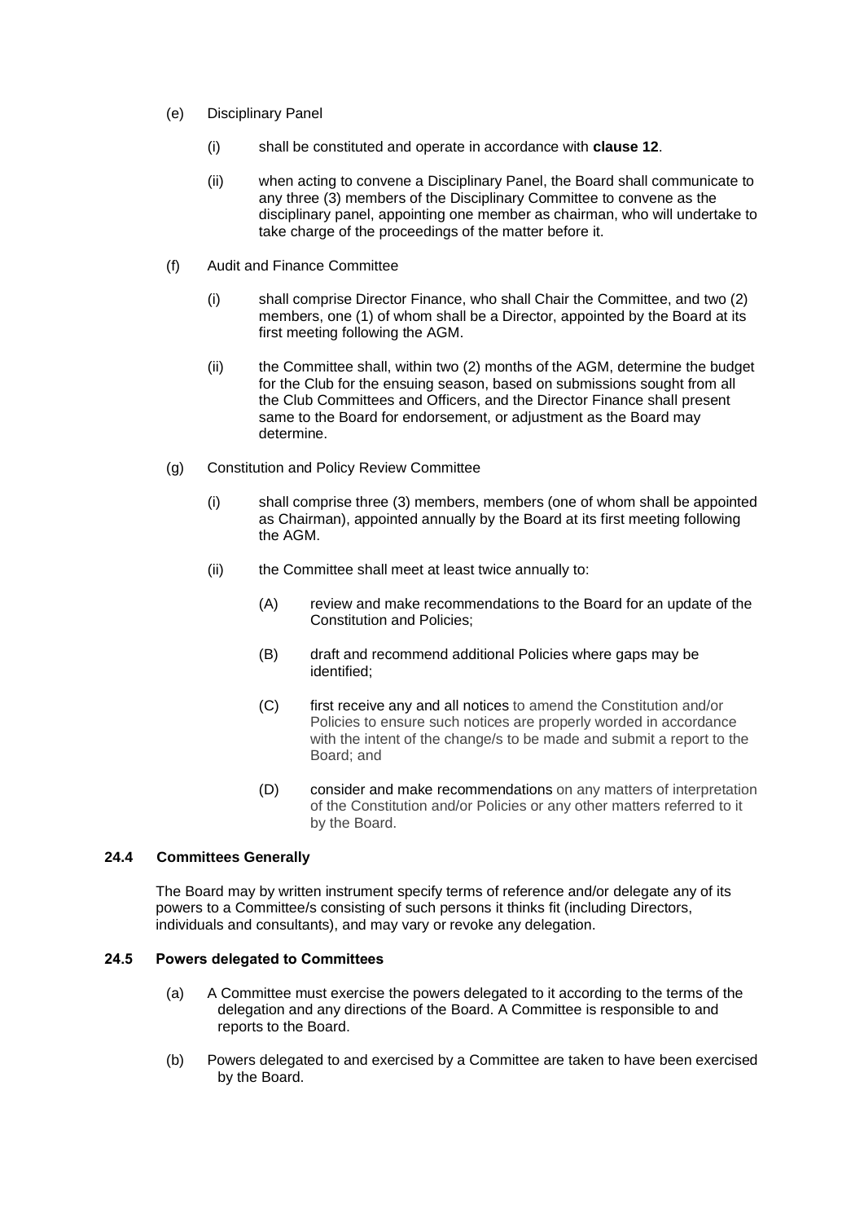(e) Disciplinary Panel

(i) shall be constituted and operate in accordance with **clause 12**.

(ii) when acting to convene a Disciplinary Panel, the Board shall communicate to any three (3) members of the Disciplinary Committee to convene as the disciplinary panel, appointing one member as chairman, who will undertake to take charge of the proceedings of the matter before it.

(f) Audit and Finance Committee

(i) shall comprise Director Finance, who shall Chair the Committee, and two (2) members, one (1) of whom shall be a Director, appointed by the Board at its first meeting following the AGM.

(ii) the Committee shall, within two (2) months of the AGM, determine the budget for the Club for the ensuing season, based on submissions sought from all the Club Committees and Officers, and the Director Finance shall present same to the Board for endorsement, or adjustment as the Board may determine.

(g) Constitution and Policy Review Committee

(i) shall comprise three (3) members, members (one of whom shall be appointed as Chairman), appointed annually by the Board at its first meeting following the AGM.

(ii) the Committee shall meet at least twice annually to:

(A) review and make recommendations to the Board for an update of the Constitution and Policies;

(B) draft and recommend additional Policies where gaps may be identified;

(C) first receive any and all notices to amend the Constitution and/or Policies to ensure such notices are properly worded in accordance with the intent of the change/s to be made and submit a report to the Board; and

(D) consider and make recommendations on any matters of interpretation of the Constitution and/or Policies or any other matters referred to it by the Board.

### 24.4 Committees Generally

The Board may by written instrument specify terms of reference and/or delegate any of its powers to a Committee/s consisting of such persons it thinks fit (including Directors, individuals and consultants), and may vary or revoke any delegation.

### 24.5 Powers delegated to Committees

(a) A Committee must exercise the powers delegated to it according to the terms of the delegation and any directions of the Board. A Committee is responsible to and reports to the Board.

(b) Powers delegated to and exercised by a Committee are taken to have been exercised by the Board.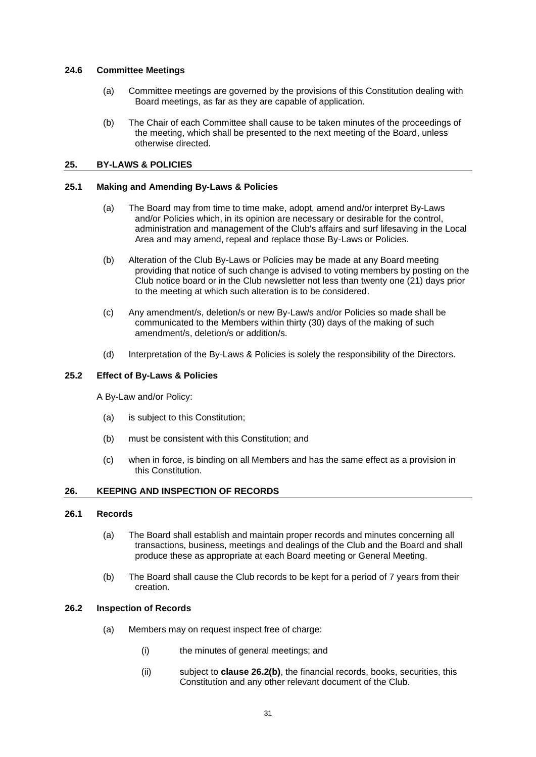### 24.6 Committee Meetings

(a) Committee meetings are governed by the provisions of this Constitution dealing with Board meetings, as far as they are capable of application.

(b) The Chair of each Committee shall cause to be taken minutes of the proceedings of the meeting, which shall be presented to the next meeting of the Board, unless otherwise directed.

## 25. BY-LAWS & POLICIES

### 25.1 Making and Amending By-Laws & Policies

(a) The Board may from time to time make, adopt, amend and/or interpret By-Laws and/or Policies which, in its opinion are necessary or desirable for the control, administration and management of the Club's affairs and surf lifesaving in the Local Area and may amend, repeal and replace those By-Laws or Policies.

(b) Alteration of the Club By-Laws or Policies may be made at any Board meeting providing that notice of such change is advised to voting members by posting on the Club notice board or in the Club newsletter not less than twenty one (21) days prior to the meeting at which such alteration is to be considered.

(c) Any amendment/s, deletion/s or new By-Law/s and/or Policies so made shall be communicated to the Members within thirty (30) days of the making of such amendment/s, deletion/s or addition/s.

(d) Interpretation of the By-Laws & Policies is solely the responsibility of the Directors.

### 25.2 Effect of By-Laws & Policies

A By-Law and/or Policy:

(a) is subject to this Constitution;

(b) must be consistent with this Constitution; and

(c) when in force, is binding on all Members and has the same effect as a provision in this Constitution.

## 26. KEEPING AND INSPECTION OF RECORDS

### 26.1 Records

(a) The Board shall establish and maintain proper records and minutes concerning all transactions, business, meetings and dealings of the Club and the Board and shall produce these as appropriate at each Board meeting or General Meeting.

(b) The Board shall cause the Club records to be kept for a period of 7 years from their creation.

### 26.2 Inspection of Records

(a) Members may on request inspect free of charge:

(i) the minutes of general meetings; and

(ii) subject to **clause 26.2(b)**, the financial records, books, securities, this Constitution and any other relevant document of the Club.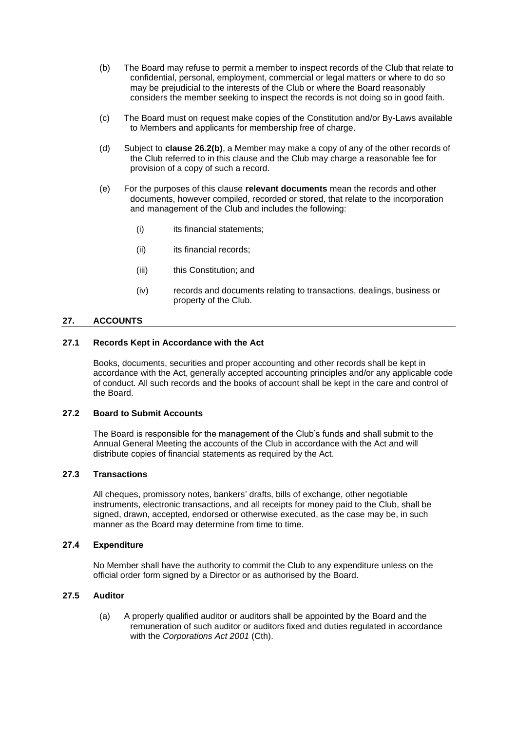(b) The Board may refuse to permit a member to inspect records of the Club that relate to confidential, personal, employment, commercial or legal matters or where to do so may be prejudicial to the interests of the Club or where the Board reasonably considers the member seeking to inspect the records is not doing so in good faith.

(c) The Board must on request make copies of the Constitution and/or By-Laws available to Members and applicants for membership free of charge.

(d) Subject to **clause 26.2(b)**, a Member may make a copy of any of the other records of the Club referred to in this clause and the Club may charge a reasonable fee for provision of a copy of such a record.

(e) For the purposes of this clause **relevant documents** mean the records and other documents, however compiled, recorded or stored, that relate to the incorporation and management of the Club and includes the following:

   (i) its financial statements;

   (ii) its financial records;

   (iii) this Constitution; and

   (iv) records and documents relating to transactions, dealings, business or property of the Club.

## 27. ACCOUNTS

### 27.1 Records Kept in Accordance with the Act

Books, documents, securities and proper accounting and other records shall be kept in accordance with the Act, generally accepted accounting principles and/or any applicable code of conduct. All such records and the books of account shall be kept in the care and control of the Board.

### 27.2 Board to Submit Accounts

The Board is responsible for the management of the Club's funds and shall submit to the Annual General Meeting the accounts of the Club in accordance with the Act and will distribute copies of financial statements as required by the Act.

### 27.3 Transactions

All cheques, promissory notes, bankers' drafts, bills of exchange, other negotiable instruments, electronic transactions, and all receipts for money paid to the Club, shall be signed, drawn, accepted, endorsed or otherwise executed, as the case may be, in such manner as the Board may determine from time to time.

### 27.4 Expenditure

No Member shall have the authority to commit the Club to any expenditure unless on the official order form signed by a Director or as authorised by the Board.

### 27.5 Auditor

(a) A properly qualified auditor or auditors shall be appointed by the Board and the remuneration of such auditor or auditors fixed and duties regulated in accordance with the *Corporations Act 2001* (Cth).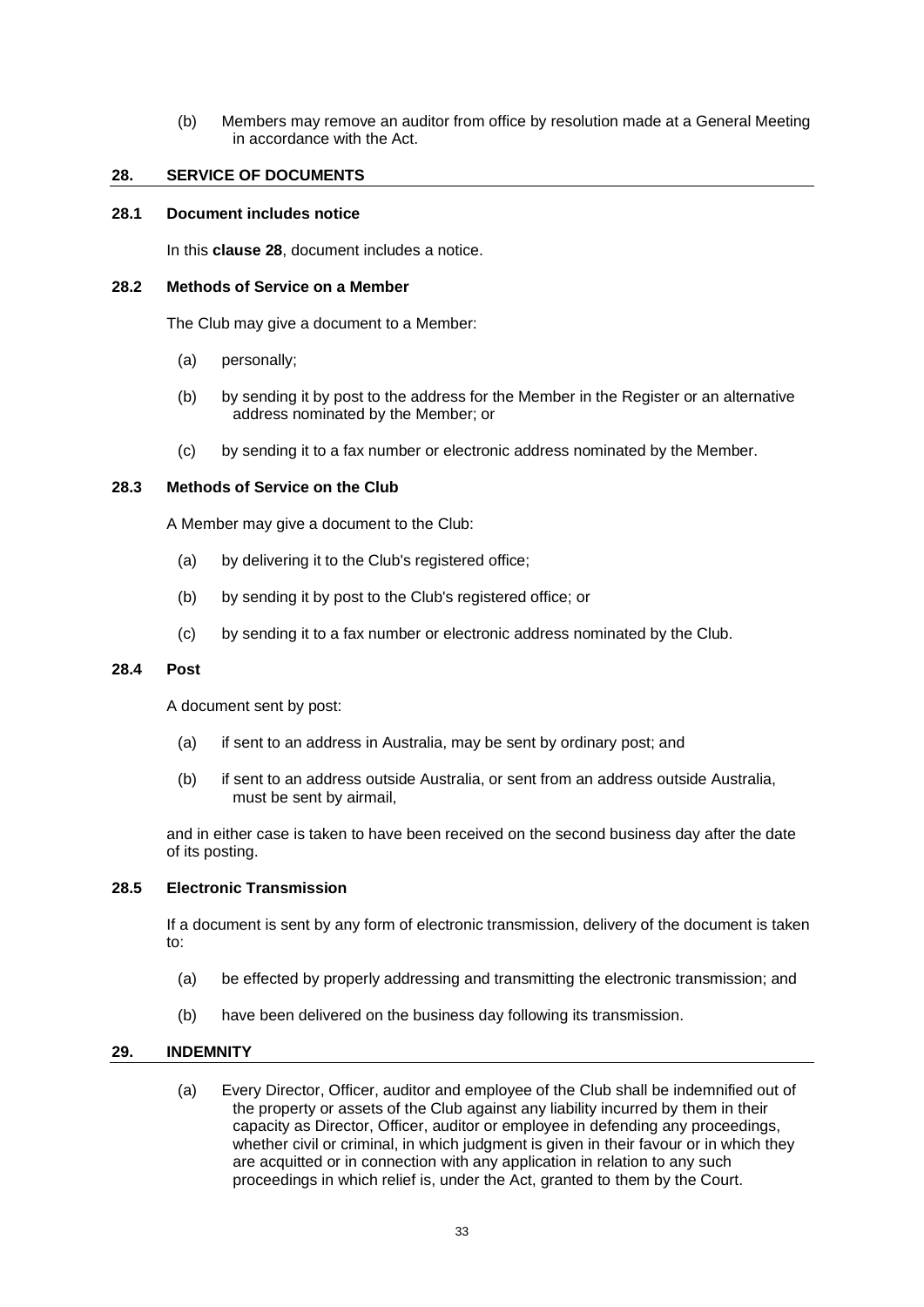(b) Members may remove an auditor from office by resolution made at a General Meeting in accordance with the Act.

## 28. SERVICE OF DOCUMENTS

### 28.1 Document includes notice

In this **clause 28**, document includes a notice.

### 28.2 Methods of Service on a Member

The Club may give a document to a Member:

(a) personally;

(b) by sending it by post to the address for the Member in the Register or an alternative address nominated by the Member; or

(c) by sending it to a fax number or electronic address nominated by the Member.

### 28.3 Methods of Service on the Club

A Member may give a document to the Club:

(a) by delivering it to the Club's registered office;

(b) by sending it by post to the Club's registered office; or

(c) by sending it to a fax number or electronic address nominated by the Club.

### 28.4 Post

A document sent by post:

(a) if sent to an address in Australia, may be sent by ordinary post; and

(b) if sent to an address outside Australia, or sent from an address outside Australia, must be sent by airmail,

and in either case is taken to have been received on the second business day after the date of its posting.

### 28.5 Electronic Transmission

If a document is sent by any form of electronic transmission, delivery of the document is taken to:

(a) be effected by properly addressing and transmitting the electronic transmission; and

(b) have been delivered on the business day following its transmission.

## 29. INDEMNITY

(a) Every Director, Officer, auditor and employee of the Club shall be indemnified out of the property or assets of the Club against any liability incurred by them in their capacity as Director, Officer, auditor or employee in defending any proceedings, whether civil or criminal, in which judgment is given in their favour or in which they are acquitted or in connection with any application in relation to any such proceedings in which relief is, under the Act, granted to them by the Court.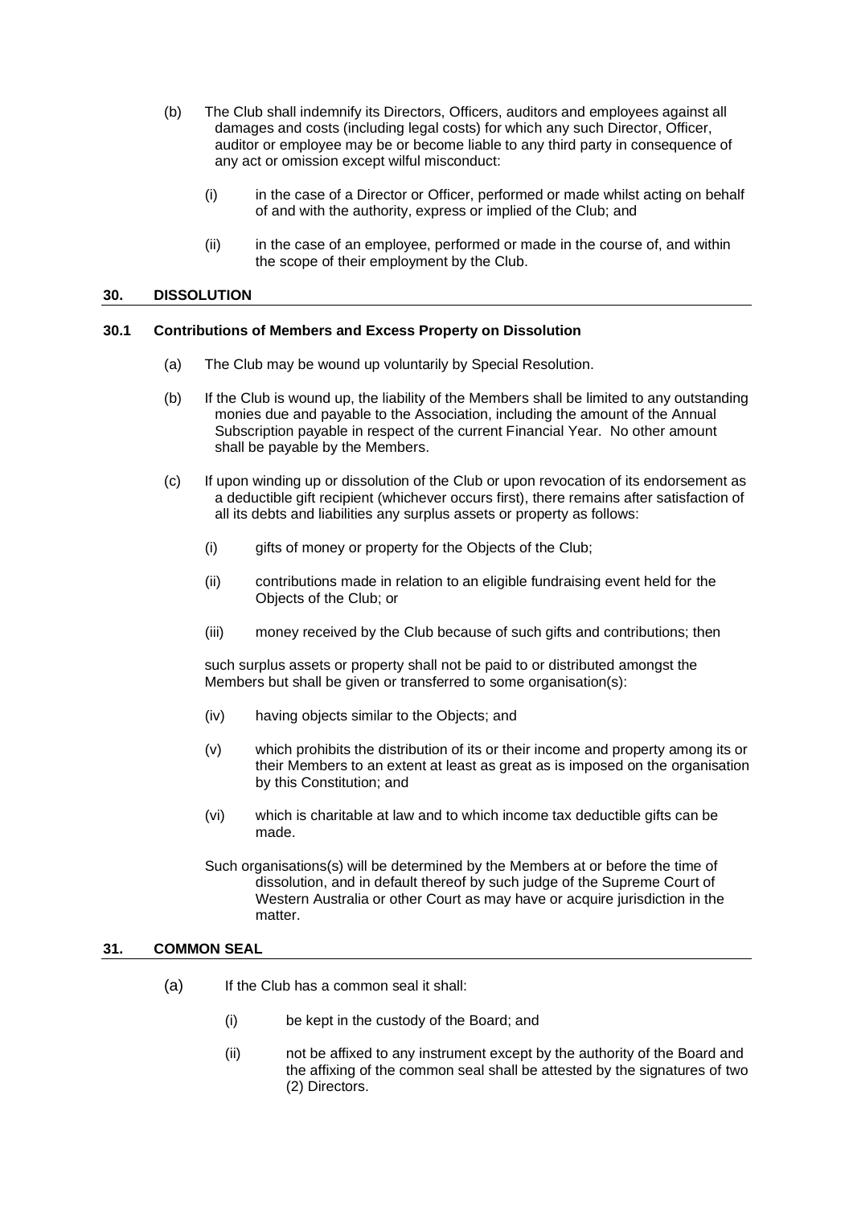(b) The Club shall indemnify its Directors, Officers, auditors and employees against all damages and costs (including legal costs) for which any such Director, Officer, auditor or employee may be or become liable to any third party in consequence of any act or omission except wilful misconduct:

(i) in the case of a Director or Officer, performed or made whilst acting on behalf of and with the authority, express or implied of the Club; and

(ii) in the case of an employee, performed or made in the course of, and within the scope of their employment by the Club.

## 30. DISSOLUTION

### 30.1 Contributions of Members and Excess Property on Dissolution

(a) The Club may be wound up voluntarily by Special Resolution.

(b) If the Club is wound up, the liability of the Members shall be limited to any outstanding monies due and payable to the Association, including the amount of the Annual Subscription payable in respect of the current Financial Year. No other amount shall be payable by the Members.

(c) If upon winding up or dissolution of the Club or upon revocation of its endorsement as a deductible gift recipient (whichever occurs first), there remains after satisfaction of all its debts and liabilities any surplus assets or property as follows:

(i) gifts of money or property for the Objects of the Club;

(ii) contributions made in relation to an eligible fundraising event held for the Objects of the Club; or

(iii) money received by the Club because of such gifts and contributions; then

such surplus assets or property shall not be paid to or distributed amongst the Members but shall be given or transferred to some organisation(s):

(iv) having objects similar to the Objects; and

(v) which prohibits the distribution of its or their income and property among its or their Members to an extent at least as great as is imposed on the organisation by this Constitution; and

(vi) which is charitable at law and to which income tax deductible gifts can be made.

Such organisations(s) will be determined by the Members at or before the time of dissolution, and in default thereof by such judge of the Supreme Court of Western Australia or other Court as may have or acquire jurisdiction in the matter.

## 31. COMMON SEAL

(a) If the Club has a common seal it shall:

(i) be kept in the custody of the Board; and

(ii) not be affixed to any instrument except by the authority of the Board and the affixing of the common seal shall be attested by the signatures of two (2) Directors.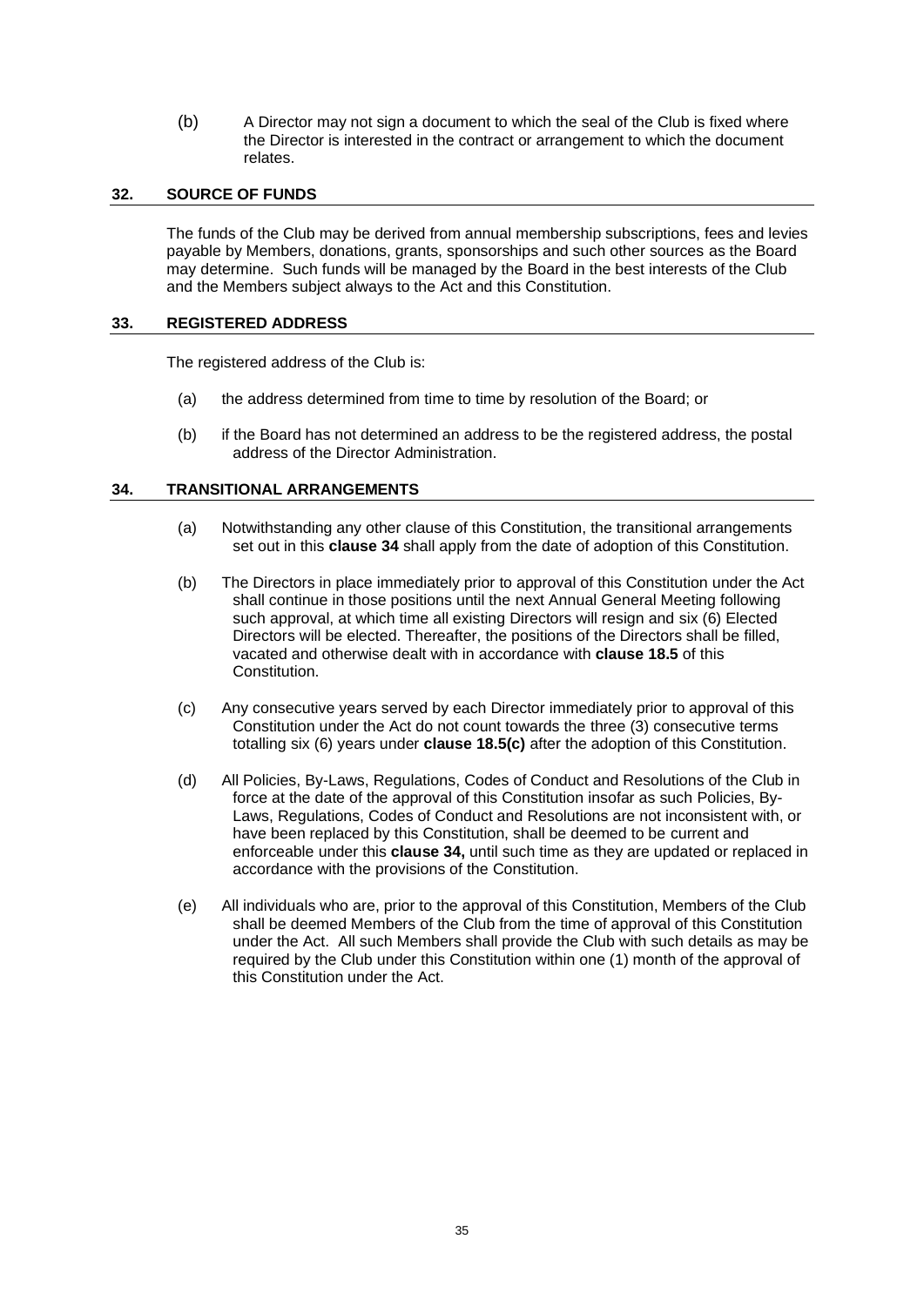(b) A Director may not sign a document to which the seal of the Club is fixed where the Director is interested in the contract or arrangement to which the document relates.

## 32. SOURCE OF FUNDS

The funds of the Club may be derived from annual membership subscriptions, fees and levies payable by Members, donations, grants, sponsorships and such other sources as the Board may determine. Such funds will be managed by the Board in the best interests of the Club and the Members subject always to the Act and this Constitution.

## 33. REGISTERED ADDRESS

The registered address of the Club is:

(a) the address determined from time to time by resolution of the Board; or

(b) if the Board has not determined an address to be the registered address, the postal address of the Director Administration.

## 34. TRANSITIONAL ARRANGEMENTS

(a) Notwithstanding any other clause of this Constitution, the transitional arrangements set out in this **clause 34** shall apply from the date of adoption of this Constitution.

(b) The Directors in place immediately prior to approval of this Constitution under the Act shall continue in those positions until the next Annual General Meeting following such approval, at which time all existing Directors will resign and six (6) Elected Directors will be elected. Thereafter, the positions of the Directors shall be filled, vacated and otherwise dealt with in accordance with **clause 18.5** of this Constitution.

(c) Any consecutive years served by each Director immediately prior to approval of this Constitution under the Act do not count towards the three (3) consecutive terms totalling six (6) years under **clause 18.5(c)** after the adoption of this Constitution.

(d) All Policies, By-Laws, Regulations, Codes of Conduct and Resolutions of the Club in force at the date of the approval of this Constitution insofar as such Policies, By-Laws, Regulations, Codes of Conduct and Resolutions are not inconsistent with, or have been replaced by this Constitution, shall be deemed to be current and enforceable under this **clause 34,** until such time as they are updated or replaced in accordance with the provisions of the Constitution.

(e) All individuals who are, prior to the approval of this Constitution, Members of the Club shall be deemed Members of the Club from the time of approval of this Constitution under the Act. All such Members shall provide the Club with such details as may be required by the Club under this Constitution within one (1) month of the approval of this Constitution under the Act.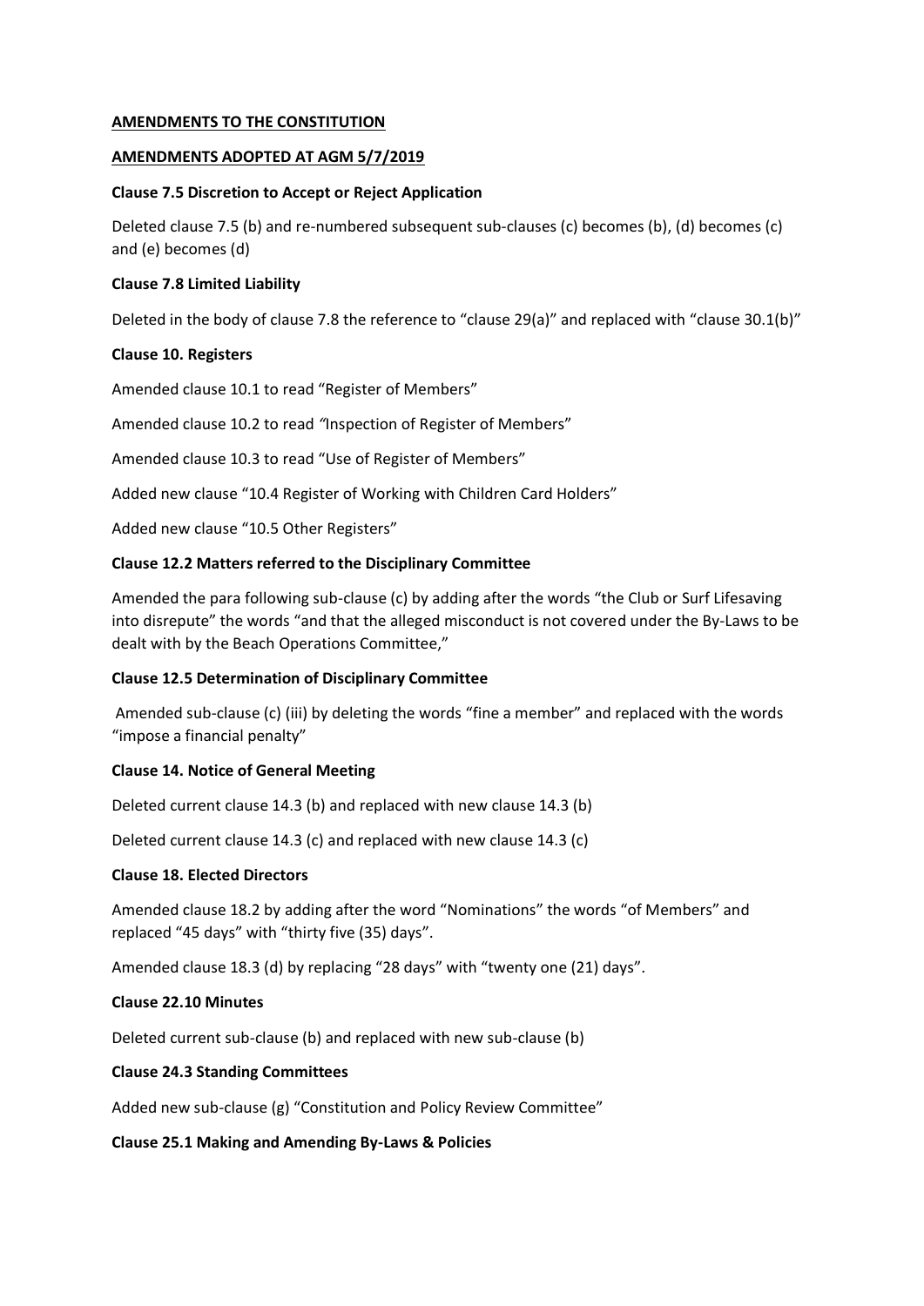## AMENDMENTS TO THE CONSTITUTION

## AMENDMENTS ADOPTED AT AGM 5/7/2019

**Clause 7.5 Discretion to Accept or Reject Application**

Deleted clause 7.5 (b) and re-numbered subsequent sub-clauses (c) becomes (b), (d) becomes (c) and (e) becomes (d)

**Clause 7.8 Limited Liability**

Deleted in the body of clause 7.8 the reference to "clause 29(a)" and replaced with "clause 30.1(b)"

**Clause 10. Registers**

Amended clause 10.1 to read "Register of Members"

Amended clause 10.2 to read *"*Inspection of Register of Members"

Amended clause 10.3 to read "Use of Register of Members"

Added new clause "10.4 Register of Working with Children Card Holders"

Added new clause "10.5 Other Registers"

**Clause 12.2 Matters referred to the Disciplinary Committee**

Amended the para following sub-clause (c) by adding after the words "the Club or Surf Lifesaving into disrepute" the words "and that the alleged misconduct is not covered under the By-Laws to be dealt with by the Beach Operations Committee,"

**Clause 12.5 Determination of Disciplinary Committee**

Amended sub-clause (c) (iii) by deleting the words "fine a member" and replaced with the words "impose a financial penalty"

**Clause 14. Notice of General Meeting**

Deleted current clause 14.3 (b) and replaced with new clause 14.3 (b)

Deleted current clause 14.3 (c) and replaced with new clause 14.3 (c)

**Clause 18. Elected Directors**

Amended clause 18.2 by adding after the word "Nominations" the words "of Members" and replaced "45 days" with "thirty five (35) days".

Amended clause 18.3 (d) by replacing "28 days" with "twenty one (21) days".

**Clause 22.10 Minutes**

Deleted current sub-clause (b) and replaced with new sub-clause (b)

**Clause 24.3 Standing Committees**

Added new sub-clause (g) "Constitution and Policy Review Committee"

**Clause 25.1 Making and Amending By-Laws & Policies**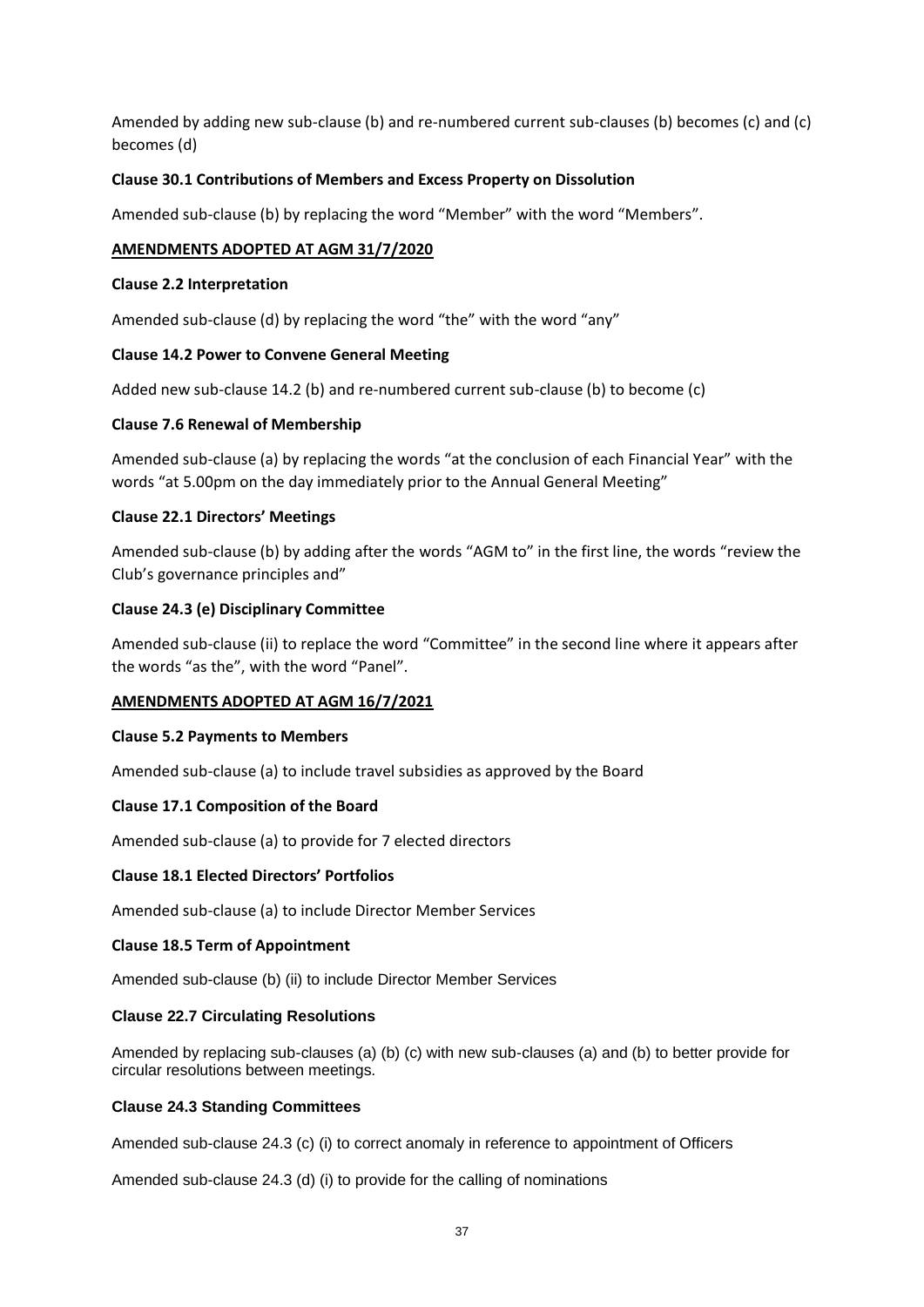Amended by adding new sub-clause (b) and re-numbered current sub-clauses (b) becomes (c) and (c) becomes (d)

**Clause 30.1 Contributions of Members and Excess Property on Dissolution**

Amended sub-clause (b) by replacing the word "Member" with the word "Members".

## AMENDMENTS ADOPTED AT AGM 31/7/2020

**Clause 2.2 Interpretation**

Amended sub-clause (d) by replacing the word "the" with the word "any"

**Clause 14.2 Power to Convene General Meeting**

Added new sub-clause 14.2 (b) and re-numbered current sub-clause (b) to become (c)

**Clause 7.6 Renewal of Membership**

Amended sub-clause (a) by replacing the words "at the conclusion of each Financial Year" with the words "at 5.00pm on the day immediately prior to the Annual General Meeting"

**Clause 22.1 Directors' Meetings**

Amended sub-clause (b) by adding after the words "AGM to" in the first line, the words "review the Club's governance principles and"

**Clause 24.3 (e) Disciplinary Committee**

Amended sub-clause (ii) to replace the word "Committee" in the second line where it appears after the words "as the", with the word "Panel".

## AMENDMENTS ADOPTED AT AGM 16/7/2021

**Clause 5.2 Payments to Members**

Amended sub-clause (a) to include travel subsidies as approved by the Board

**Clause 17.1 Composition of the Board**

Amended sub-clause (a) to provide for 7 elected directors

**Clause 18.1 Elected Directors' Portfolios**

Amended sub-clause (a) to include Director Member Services

**Clause 18.5 Term of Appointment**

Amended sub-clause (b) (ii) to include Director Member Services

**Clause 22.7 Circulating Resolutions**

Amended by replacing sub-clauses (a) (b) (c) with new sub-clauses (a) and (b) to better provide for circular resolutions between meetings.

**Clause 24.3 Standing Committees**

Amended sub-clause 24.3 (c) (i) to correct anomaly in reference to appointment of Officers

Amended sub-clause 24.3 (d) (i) to provide for the calling of nominations